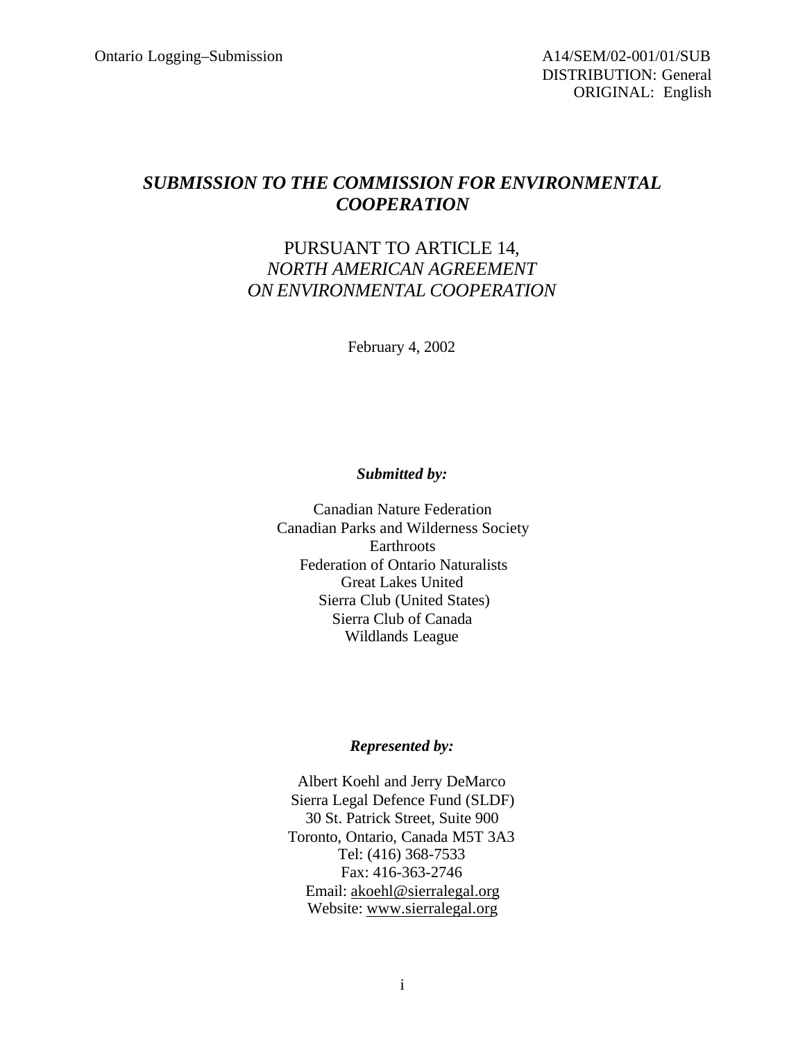Ontario Logging–Submission

A14/SEM/02-001/01/SUB
DISTRIBUTION: General
ORIGINAL: English

# *SUBMISSION TO THE COMMISSION FOR ENVIRONMENTAL COOPERATION*

## PURSUANT TO ARTICLE 14, *NORTH AMERICAN AGREEMENT ON ENVIRONMENTAL COOPERATION*

February 4, 2002

***Submitted by:***

Canadian Nature Federation
Canadian Parks and Wilderness Society
Earthroots
Federation of Ontario Naturalists
Great Lakes United
Sierra Club (United States)
Sierra Club of Canada
Wildlands League

***Represented by:***

Albert Koehl and Jerry DeMarco
Sierra Legal Defence Fund (SLDF)
30 St. Patrick Street, Suite 900
Toronto, Ontario, Canada M5T 3A3
Tel: (416) 368-7533
Fax: 416-363-2746
Email: akoehl@sierralegal.org
Website: www.sierralegal.org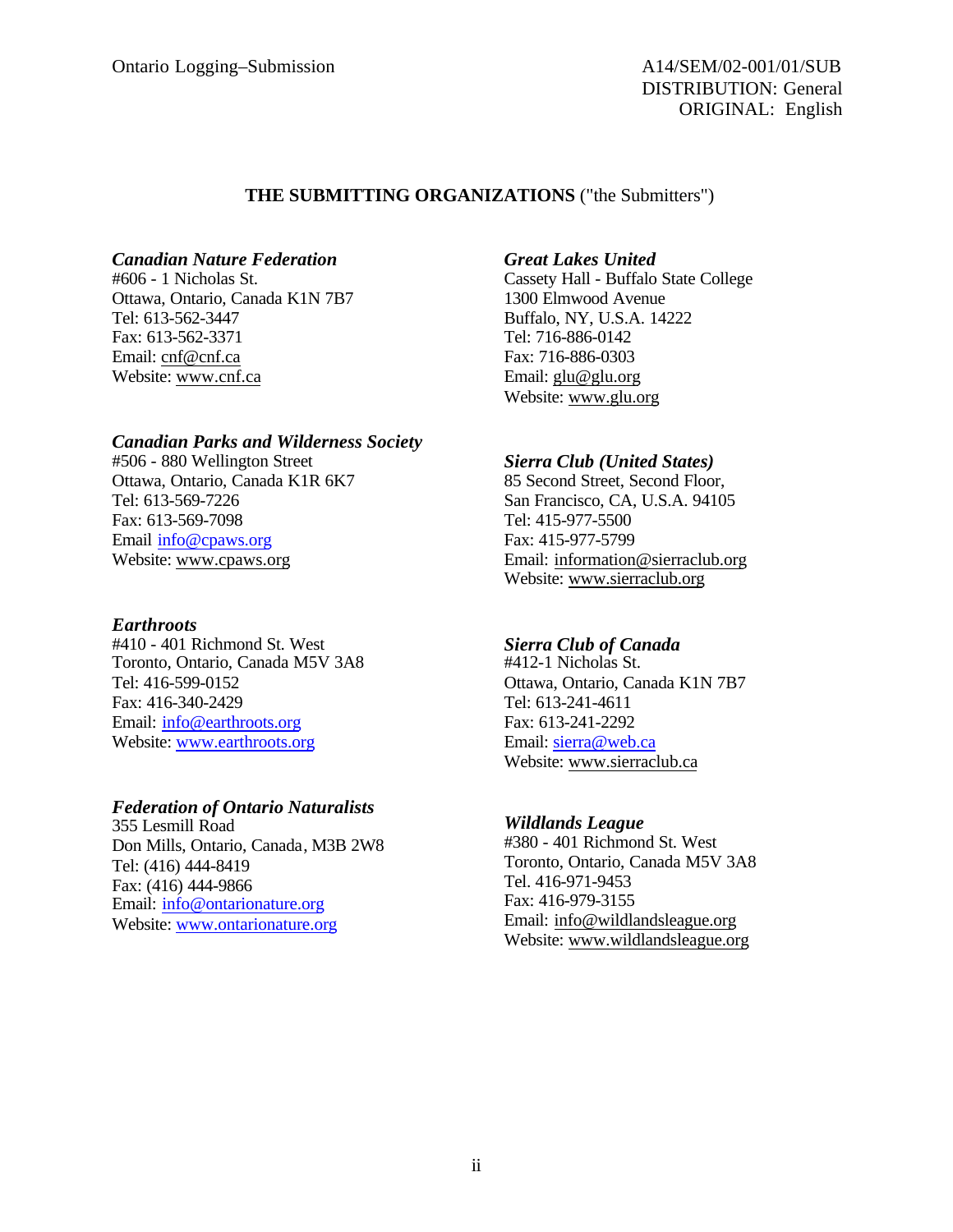Ontario Logging–Submission

A14/SEM/02-001/01/SUB
DISTRIBUTION: General
ORIGINAL: English

**THE SUBMITTING ORGANIZATIONS** ("the Submitters")

***Canadian Nature Federation***
#606 - 1 Nicholas St.
Ottawa, Ontario, Canada K1N 7B7
Tel: 613-562-3447
Fax: 613-562-3371
Email: cnf@cnf.ca
Website: www.cnf.ca

***Canadian Parks and Wilderness Society***
#506 - 880 Wellington Street
Ottawa, Ontario, Canada K1R 6K7
Tel: 613-569-7226
Fax: 613-569-7098
Email info@cpaws.org
Website: www.cpaws.org

***Earthroots***
#410 - 401 Richmond St. West
Toronto, Ontario, Canada M5V 3A8
Tel: 416-599-0152
Fax: 416-340-2429
Email: info@earthroots.org
Website: www.earthroots.org

***Federation of Ontario Naturalists***
355 Lesmill Road
Don Mills, Ontario, Canada, M3B 2W8
Tel: (416) 444-8419
Fax: (416) 444-9866
Email: info@ontarionature.org
Website: www.ontarionature.org

***Great Lakes United***
Cassety Hall - Buffalo State College
1300 Elmwood Avenue
Buffalo, NY, U.S.A. 14222
Tel: 716-886-0142
Fax: 716-886-0303
Email: glu@glu.org
Website: www.glu.org

***Sierra Club (United States)***
85 Second Street, Second Floor,
San Francisco, CA, U.S.A. 94105
Tel: 415-977-5500
Fax: 415-977-5799
Email: information@sierraclub.org
Website: www.sierraclub.org

***Sierra Club of Canada***
#412-1 Nicholas St.
Ottawa, Ontario, Canada K1N 7B7
Tel: 613-241-4611
Fax: 613-241-2292
Email: sierra@web.ca
Website: www.sierraclub.ca

***Wildlands League***
#380 - 401 Richmond St. West
Toronto, Ontario, Canada M5V 3A8
Tel. 416-971-9453
Fax: 416-979-3155
Email: info@wildlandsleague.org
Website: www.wildlandsleague.org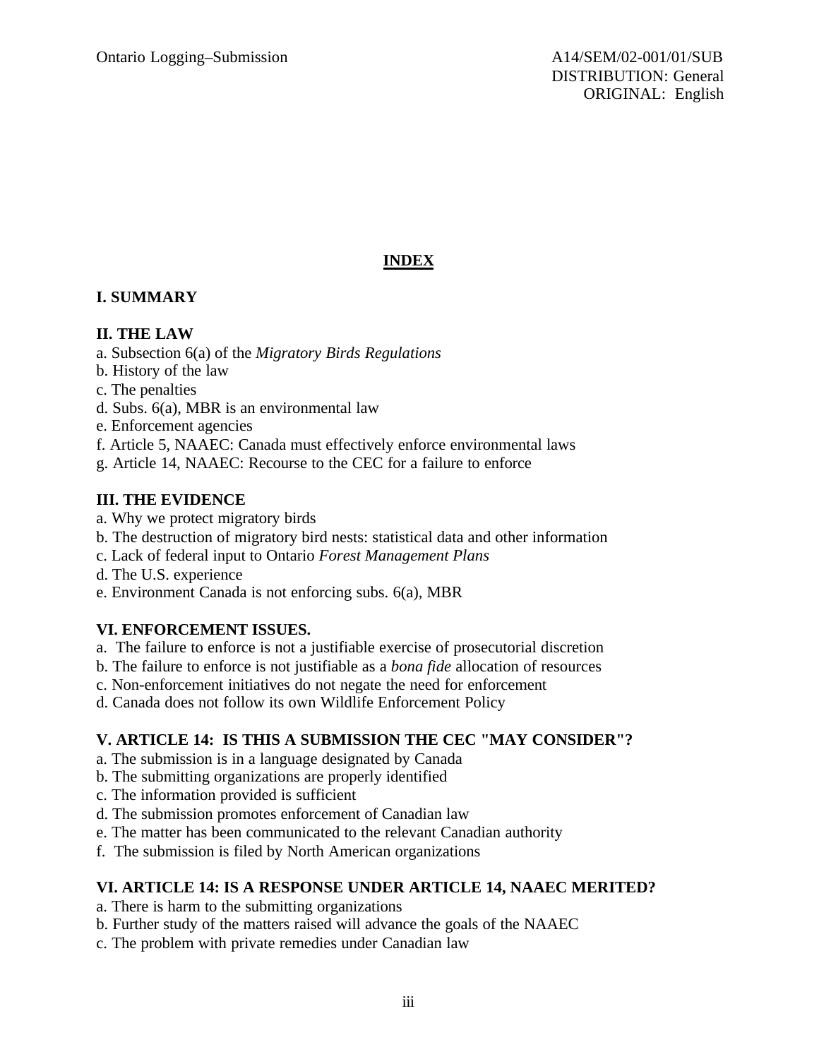## INDEX

### I. SUMMARY

### II. THE LAW

a. Subsection 6(a) of the *Migratory Birds Regulations*
b. History of the law
c. The penalties
d. Subs. 6(a), MBR is an environmental law
e. Enforcement agencies
f. Article 5, NAAEC: Canada must effectively enforce environmental laws
g. Article 14, NAAEC: Recourse to the CEC for a failure to enforce

### III. THE EVIDENCE

a. Why we protect migratory birds
b. The destruction of migratory bird nests: statistical data and other information
c. Lack of federal input to Ontario *Forest Management Plans*
d. The U.S. experience
e. Environment Canada is not enforcing subs. 6(a), MBR

### VI. ENFORCEMENT ISSUES.

a. The failure to enforce is not a justifiable exercise of prosecutorial discretion
b. The failure to enforce is not justifiable as a *bona fide* allocation of resources
c. Non-enforcement initiatives do not negate the need for enforcement
d. Canada does not follow its own Wildlife Enforcement Policy

### V. ARTICLE 14: IS THIS A SUBMISSION THE CEC "MAY CONSIDER"?

a. The submission is in a language designated by Canada
b. The submitting organizations are properly identified
c. The information provided is sufficient
d. The submission promotes enforcement of Canadian law
e. The matter has been communicated to the relevant Canadian authority
f. The submission is filed by North American organizations

### VI. ARTICLE 14: IS A RESPONSE UNDER ARTICLE 14, NAAEC MERITED?

a. There is harm to the submitting organizations
b. Further study of the matters raised will advance the goals of the NAAEC
c. The problem with private remedies under Canadian law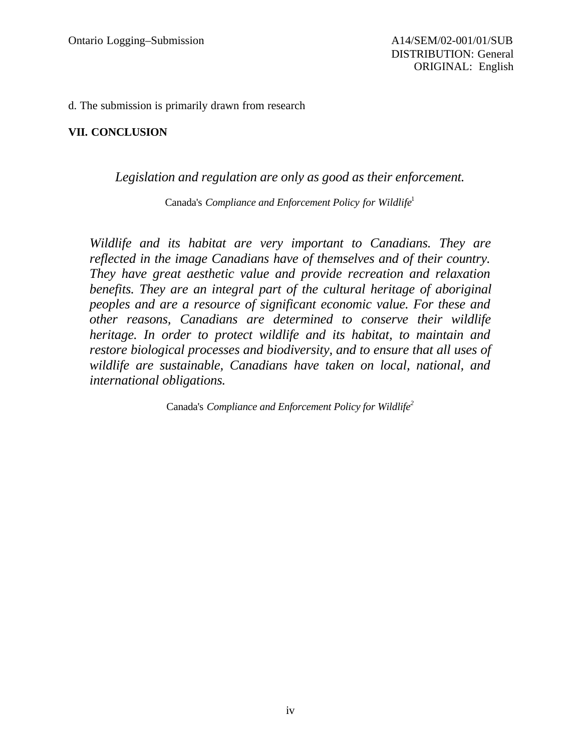d. The submission is primarily drawn from research

## VII. CONCLUSION

*Legislation and regulation are only as good as their enforcement.*

Canada's *Compliance and Enforcement Policy for Wildlife*[1]

> *Wildlife and its habitat are very important to Canadians. They are reflected in the image Canadians have of themselves and of their country. They have great aesthetic value and provide recreation and relaxation benefits. They are an integral part of the cultural heritage of aboriginal peoples and are a resource of significant economic value. For these and other reasons, Canadians are determined to conserve their wildlife heritage. In order to protect wildlife and its habitat, to maintain and restore biological processes and biodiversity, and to ensure that all uses of wildlife are sustainable, Canadians have taken on local, national, and international obligations.*

Canada's *Compliance and Enforcement Policy for Wildlife*[2]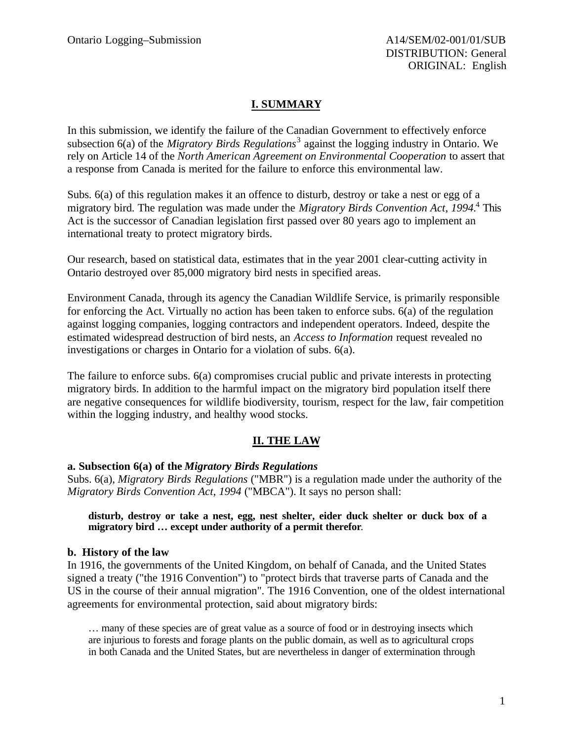## I. SUMMARY

In this submission, we identify the failure of the Canadian Government to effectively enforce subsection 6(a) of the *Migratory Birds Regulations*[3] against the logging industry in Ontario. We rely on Article 14 of the *North American Agreement on Environmental Cooperation* to assert that a response from Canada is merited for the failure to enforce this environmental law.

Subs. 6(a) of this regulation makes it an offence to disturb, destroy or take a nest or egg of a migratory bird. The regulation was made under the *Migratory Birds Convention Act, 1994*.[4] This Act is the successor of Canadian legislation first passed over 80 years ago to implement an international treaty to protect migratory birds.

Our research, based on statistical data, estimates that in the year 2001 clear-cutting activity in Ontario destroyed over 85,000 migratory bird nests in specified areas.

Environment Canada, through its agency the Canadian Wildlife Service, is primarily responsible for enforcing the Act. Virtually no action has been taken to enforce subs. 6(a) of the regulation against logging companies, logging contractors and independent operators. Indeed, despite the estimated widespread destruction of bird nests, an *Access to Information* request revealed no investigations or charges in Ontario for a violation of subs. 6(a).

The failure to enforce subs. 6(a) compromises crucial public and private interests in protecting migratory birds. In addition to the harmful impact on the migratory bird population itself there are negative consequences for wildlife biodiversity, tourism, respect for the law, fair competition within the logging industry, and healthy wood stocks.

## II. THE LAW

### a. Subsection 6(a) of the *Migratory Birds Regulations*

Subs. 6(a), *Migratory Birds Regulations* ("MBR") is a regulation made under the authority of the *Migratory Birds Convention Act, 1994* ("MBCA"). It says no person shall:

> **disturb, destroy or take a nest, egg, nest shelter, eider duck shelter or duck box of a migratory bird … except under authority of a permit therefor**.

### b. History of the law

In 1916, the governments of the United Kingdom, on behalf of Canada, and the United States signed a treaty ("the 1916 Convention") to "protect birds that traverse parts of Canada and the US in the course of their annual migration". The 1916 Convention, one of the oldest international agreements for environmental protection, said about migratory birds:

> … many of these species are of great value as a source of food or in destroying insects which are injurious to forests and forage plants on the public domain, as well as to agricultural crops in both Canada and the United States, but are nevertheless in danger of extermination through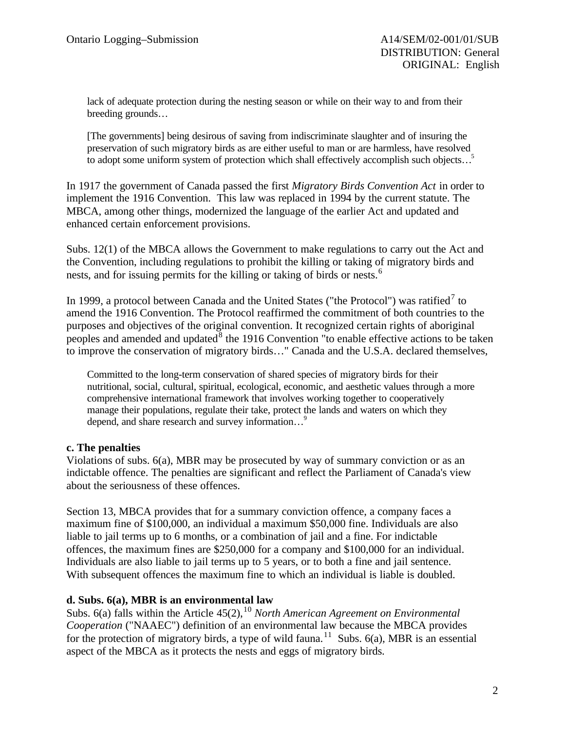> lack of adequate protection during the nesting season or while on their way to and from their breeding grounds…
>
> [The governments] being desirous of saving from indiscriminate slaughter and of insuring the preservation of such migratory birds as are either useful to man or are harmless, have resolved to adopt some uniform system of protection which shall effectively accomplish such objects…[5]

In 1917 the government of Canada passed the first *Migratory Birds Convention Act* in order to implement the 1916 Convention. This law was replaced in 1994 by the current statute. The MBCA, among other things, modernized the language of the earlier Act and updated and enhanced certain enforcement provisions.

Subs. 12(1) of the MBCA allows the Government to make regulations to carry out the Act and the Convention, including regulations to prohibit the killing or taking of migratory birds and nests, and for issuing permits for the killing or taking of birds or nests.[6]

In 1999, a protocol between Canada and the United States ("the Protocol") was ratified[7] to amend the 1916 Convention. The Protocol reaffirmed the commitment of both countries to the purposes and objectives of the original convention. It recognized certain rights of aboriginal peoples and amended and updated[8] the 1916 Convention "to enable effective actions to be taken to improve the conservation of migratory birds…" Canada and the U.S.A. declared themselves,

> Committed to the long-term conservation of shared species of migratory birds for their nutritional, social, cultural, spiritual, ecological, economic, and aesthetic values through a more comprehensive international framework that involves working together to cooperatively manage their populations, regulate their take, protect the lands and waters on which they depend, and share research and survey information…[9]

**c. The penalties**

Violations of subs. 6(a), MBR may be prosecuted by way of summary conviction or as an indictable offence. The penalties are significant and reflect the Parliament of Canada's view about the seriousness of these offences.

Section 13, MBCA provides that for a summary conviction offence, a company faces a maximum fine of $100,000, an individual a maximum $50,000 fine. Individuals are also liable to jail terms up to 6 months, or a combination of jail and a fine. For indictable offences, the maximum fines are $250,000 for a company and $100,000 for an individual. Individuals are also liable to jail terms up to 5 years, or to both a fine and jail sentence. With subsequent offences the maximum fine to which an individual is liable is doubled.

**d. Subs. 6(a), MBR is an environmental law**

Subs. 6(a) falls within the Article 45(2),[10] *North American Agreement on Environmental Cooperation* ("NAAEC") definition of an environmental law because the MBCA provides for the protection of migratory birds, a type of wild fauna.[11] Subs. 6(a), MBR is an essential aspect of the MBCA as it protects the nests and eggs of migratory birds.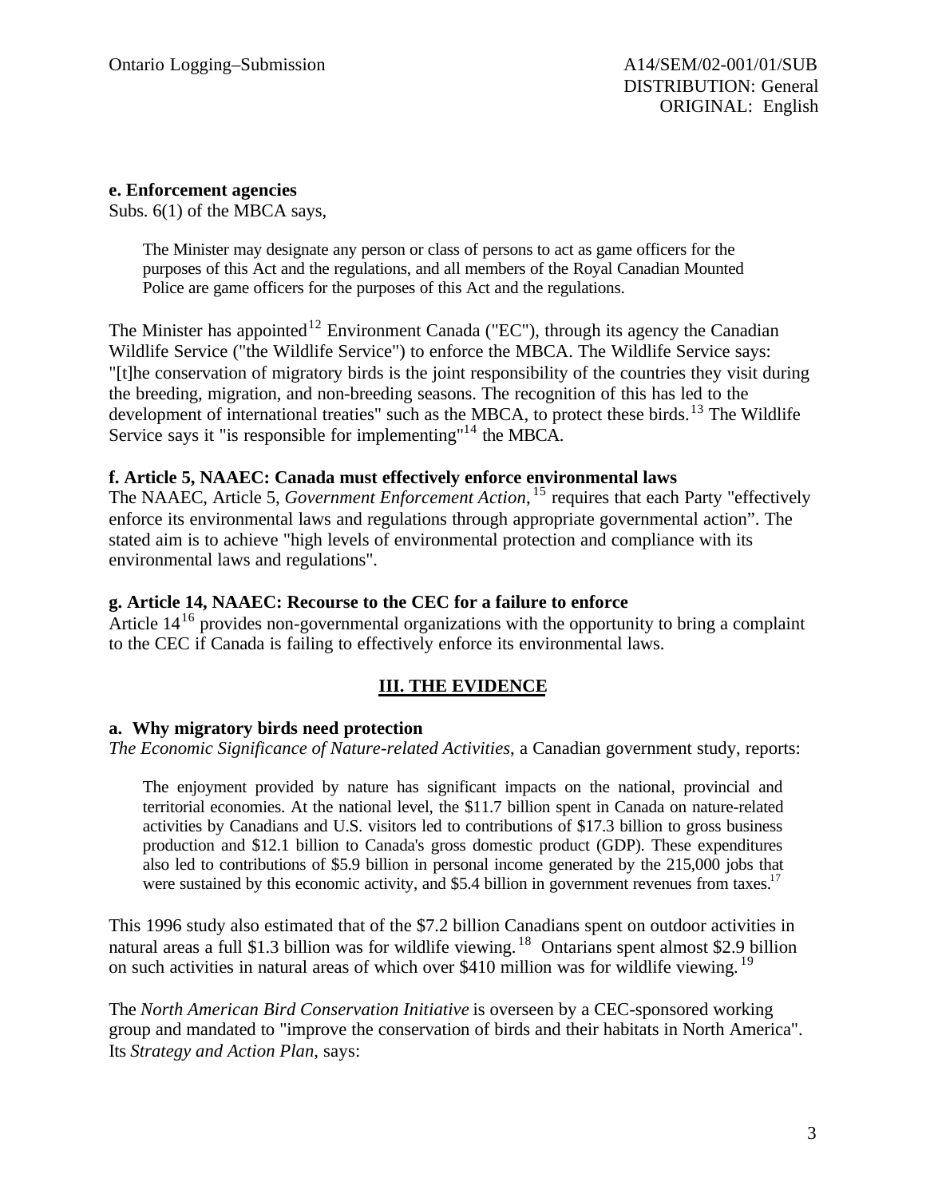**e. Enforcement agencies**

Subs. 6(1) of the MBCA says,

> The Minister may designate any person or class of persons to act as game officers for the purposes of this Act and the regulations, and all members of the Royal Canadian Mounted Police are game officers for the purposes of this Act and the regulations.

The Minister has appointed[12] Environment Canada ("EC"), through its agency the Canadian Wildlife Service ("the Wildlife Service") to enforce the MBCA. The Wildlife Service says: "[t]he conservation of migratory birds is the joint responsibility of the countries they visit during the breeding, migration, and non-breeding seasons. The recognition of this has led to the development of international treaties" such as the MBCA, to protect these birds.[13] The Wildlife Service says it "is responsible for implementing"[14] the MBCA.

**f. Article 5, NAAEC: Canada must effectively enforce environmental laws**

The NAAEC, Article 5, *Government Enforcement Action*,[15] requires that each Party "effectively enforce its environmental laws and regulations through appropriate governmental action". The stated aim is to achieve "high levels of environmental protection and compliance with its environmental laws and regulations".

**g. Article 14, NAAEC: Recourse to the CEC for a failure to enforce**

Article 14[16] provides non-governmental organizations with the opportunity to bring a complaint to the CEC if Canada is failing to effectively enforce its environmental laws.

## III. THE EVIDENCE

**a. Why migratory birds need protection**

*The Economic Significance of Nature-related Activities*, a Canadian government study, reports:

> The enjoyment provided by nature has significant impacts on the national, provincial and territorial economies. At the national level, the $11.7 billion spent in Canada on nature-related activities by Canadians and U.S. visitors led to contributions of $17.3 billion to gross business production and $12.1 billion to Canada's gross domestic product (GDP). These expenditures also led to contributions of $5.9 billion in personal income generated by the 215,000 jobs that were sustained by this economic activity, and $5.4 billion in government revenues from taxes.[17]

This 1996 study also estimated that of the $7.2 billion Canadians spent on outdoor activities in natural areas a full $1.3 billion was for wildlife viewing.[18] Ontarians spent almost $2.9 billion on such activities in natural areas of which over $410 million was for wildlife viewing.[19]

The *North American Bird Conservation Initiative* is overseen by a CEC-sponsored working group and mandated to "improve the conservation of birds and their habitats in North America". Its *Strategy and Action Plan*, says: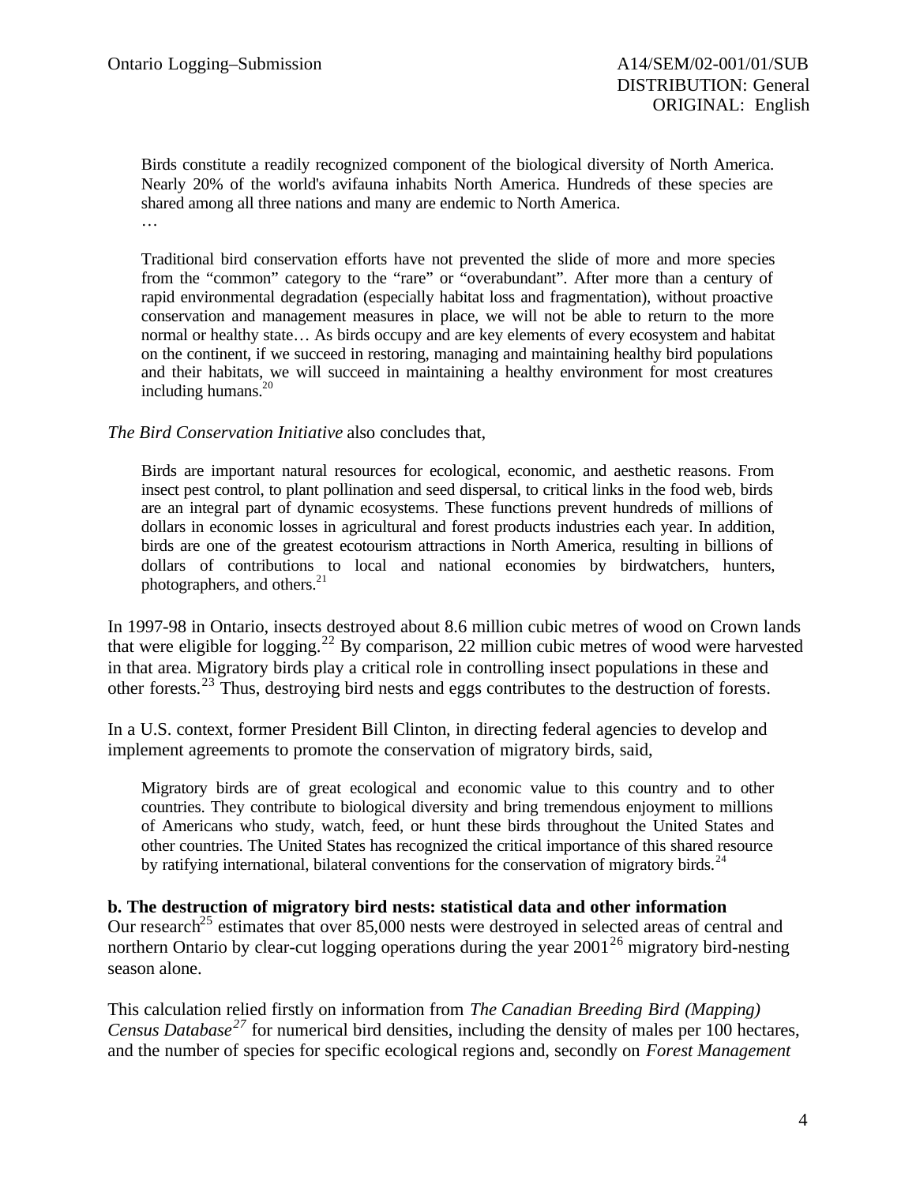> Birds constitute a readily recognized component of the biological diversity of North America. Nearly 20% of the world's avifauna inhabits North America. Hundreds of these species are shared among all three nations and many are endemic to North America.
> …
>
> Traditional bird conservation efforts have not prevented the slide of more and more species from the "common" category to the "rare" or "overabundant". After more than a century of rapid environmental degradation (especially habitat loss and fragmentation), without proactive conservation and management measures in place, we will not be able to return to the more normal or healthy state… As birds occupy and are key elements of every ecosystem and habitat on the continent, if we succeed in restoring, managing and maintaining healthy bird populations and their habitats, we will succeed in maintaining a healthy environment for most creatures including humans.[20]

*The Bird Conservation Initiative* also concludes that,

> Birds are important natural resources for ecological, economic, and aesthetic reasons. From insect pest control, to plant pollination and seed dispersal, to critical links in the food web, birds are an integral part of dynamic ecosystems. These functions prevent hundreds of millions of dollars in economic losses in agricultural and forest products industries each year. In addition, birds are one of the greatest ecotourism attractions in North America, resulting in billions of dollars of contributions to local and national economies by birdwatchers, hunters, photographers, and others.[21]

In 1997-98 in Ontario, insects destroyed about 8.6 million cubic metres of wood on Crown lands that were eligible for logging.[22] By comparison, 22 million cubic metres of wood were harvested in that area. Migratory birds play a critical role in controlling insect populations in these and other forests.[23] Thus, destroying bird nests and eggs contributes to the destruction of forests.

In a U.S. context, former President Bill Clinton, in directing federal agencies to develop and implement agreements to promote the conservation of migratory birds, said,

> Migratory birds are of great ecological and economic value to this country and to other countries. They contribute to biological diversity and bring tremendous enjoyment to millions of Americans who study, watch, feed, or hunt these birds throughout the United States and other countries. The United States has recognized the critical importance of this shared resource by ratifying international, bilateral conventions for the conservation of migratory birds.[24]

**b. The destruction of migratory bird nests: statistical data and other information**

Our research[25] estimates that over 85,000 nests were destroyed in selected areas of central and northern Ontario by clear-cut logging operations during the year 2001[26] migratory bird-nesting season alone.

This calculation relied firstly on information from *The Canadian Breeding Bird (Mapping) Census Database*[27] for numerical bird densities, including the density of males per 100 hectares, and the number of species for specific ecological regions and, secondly on *Forest Management*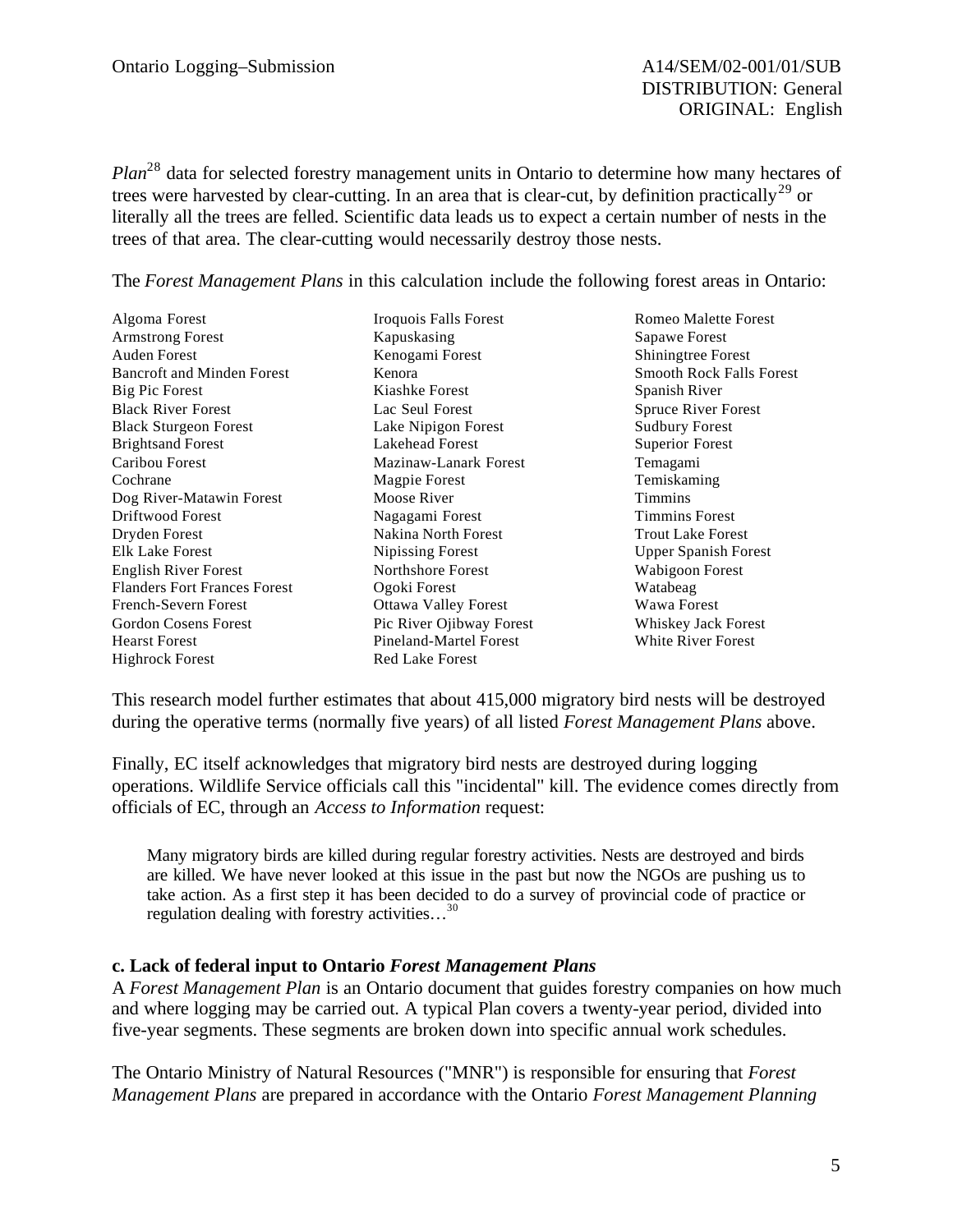*Plan*[28] data for selected forestry management units in Ontario to determine how many hectares of trees were harvested by clear-cutting. In an area that is clear-cut, by definition practically[29] or literally all the trees are felled. Scientific data leads us to expect a certain number of nests in the trees of that area. The clear-cutting would necessarily destroy those nests.

The *Forest Management Plans* in this calculation include the following forest areas in Ontario:

- Algoma Forest
- Armstrong Forest
- Auden Forest
- Bancroft and Minden Forest
- Big Pic Forest
- Black River Forest
- Black Sturgeon Forest
- Brightsand Forest
- Caribou Forest
- Cochrane
- Dog River-Matawin Forest
- Driftwood Forest
- Dryden Forest
- Elk Lake Forest
- English River Forest
- Flanders Fort Frances Forest
- French-Severn Forest
- Gordon Cosens Forest
- Hearst Forest
- Highrock Forest
- Iroquois Falls Forest
- Kapuskasing
- Kenogami Forest
- Kenora
- Kiashke Forest
- Lac Seul Forest
- Lake Nipigon Forest
- Lakehead Forest
- Mazinaw-Lanark Forest
- Magpie Forest
- Moose River
- Nagagami Forest
- Nakina North Forest
- Nipissing Forest
- Northshore Forest
- Ogoki Forest
- Ottawa Valley Forest
- Pic River Ojibway Forest
- Pineland-Martel Forest
- Red Lake Forest
- Romeo Malette Forest
- Sapawe Forest
- Shiningtree Forest
- Smooth Rock Falls Forest
- Spanish River
- Spruce River Forest
- Sudbury Forest
- Superior Forest
- Temagami
- Temiskaming
- Timmins
- Timmins Forest
- Trout Lake Forest
- Upper Spanish Forest
- Wabigoon Forest
- Watabeag
- Wawa Forest
- Whiskey Jack Forest
- White River Forest

This research model further estimates that about 415,000 migratory bird nests will be destroyed during the operative terms (normally five years) of all listed *Forest Management Plans* above.

Finally, EC itself acknowledges that migratory bird nests are destroyed during logging operations. Wildlife Service officials call this "incidental" kill. The evidence comes directly from officials of EC, through an *Access to Information* request:

> Many migratory birds are killed during regular forestry activities. Nests are destroyed and birds are killed. We have never looked at this issue in the past but now the NGOs are pushing us to take action. As a first step it has been decided to do a survey of provincial code of practice or regulation dealing with forestry activities…[30]

### c. Lack of federal input to Ontario *Forest Management Plans*

A *Forest Management Plan* is an Ontario document that guides forestry companies on how much and where logging may be carried out. A typical Plan covers a twenty-year period, divided into five-year segments. These segments are broken down into specific annual work schedules.

The Ontario Ministry of Natural Resources ("MNR") is responsible for ensuring that *Forest Management Plans* are prepared in accordance with the Ontario *Forest Management Planning*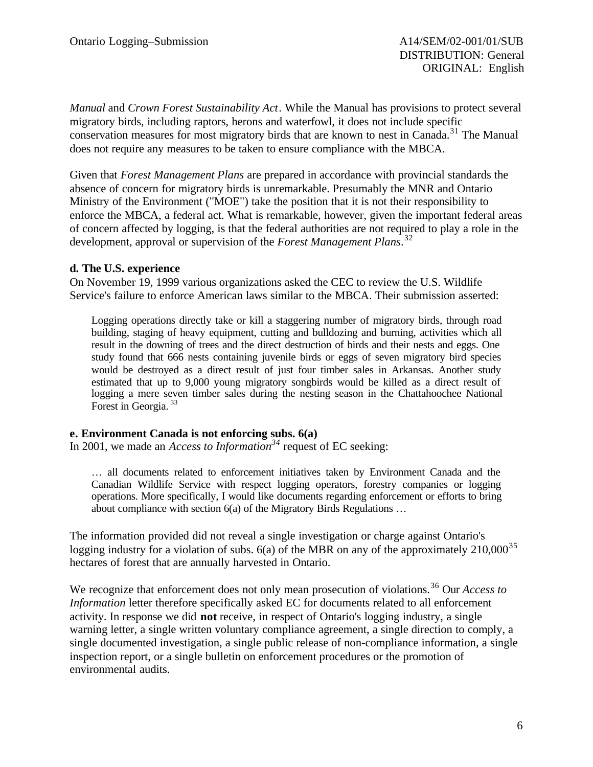*Manual* and *Crown Forest Sustainability Act*. While the Manual has provisions to protect several migratory birds, including raptors, herons and waterfowl, it does not include specific conservation measures for most migratory birds that are known to nest in Canada.[31] The Manual does not require any measures to be taken to ensure compliance with the MBCA.

Given that *Forest Management Plans* are prepared in accordance with provincial standards the absence of concern for migratory birds is unremarkable. Presumably the MNR and Ontario Ministry of the Environment ("MOE") take the position that it is not their responsibility to enforce the MBCA, a federal act. What is remarkable, however, given the important federal areas of concern affected by logging, is that the federal authorities are not required to play a role in the development, approval or supervision of the *Forest Management Plans*.[32]

**d. The U.S. experience**

On November 19, 1999 various organizations asked the CEC to review the U.S. Wildlife Service's failure to enforce American laws similar to the MBCA. Their submission asserted:

> Logging operations directly take or kill a staggering number of migratory birds, through road building, staging of heavy equipment, cutting and bulldozing and burning, activities which all result in the downing of trees and the direct destruction of birds and their nests and eggs. One study found that 666 nests containing juvenile birds or eggs of seven migratory bird species would be destroyed as a direct result of just four timber sales in Arkansas. Another study estimated that up to 9,000 young migratory songbirds would be killed as a direct result of logging a mere seven timber sales during the nesting season in the Chattahoochee National Forest in Georgia.[33]

**e. Environment Canada is not enforcing subs. 6(a)**

In 2001, we made an *Access to Information*[34] request of EC seeking:

> … all documents related to enforcement initiatives taken by Environment Canada and the Canadian Wildlife Service with respect logging operators, forestry companies or logging operations. More specifically, I would like documents regarding enforcement or efforts to bring about compliance with section 6(a) of the Migratory Birds Regulations …

The information provided did not reveal a single investigation or charge against Ontario's logging industry for a violation of subs. 6(a) of the MBR on any of the approximately 210,000[35] hectares of forest that are annually harvested in Ontario.

We recognize that enforcement does not only mean prosecution of violations.[36] Our *Access to Information* letter therefore specifically asked EC for documents related to all enforcement activity. In response we did **not** receive, in respect of Ontario's logging industry, a single warning letter, a single written voluntary compliance agreement, a single direction to comply, a single documented investigation, a single public release of non-compliance information, a single inspection report, or a single bulletin on enforcement procedures or the promotion of environmental audits.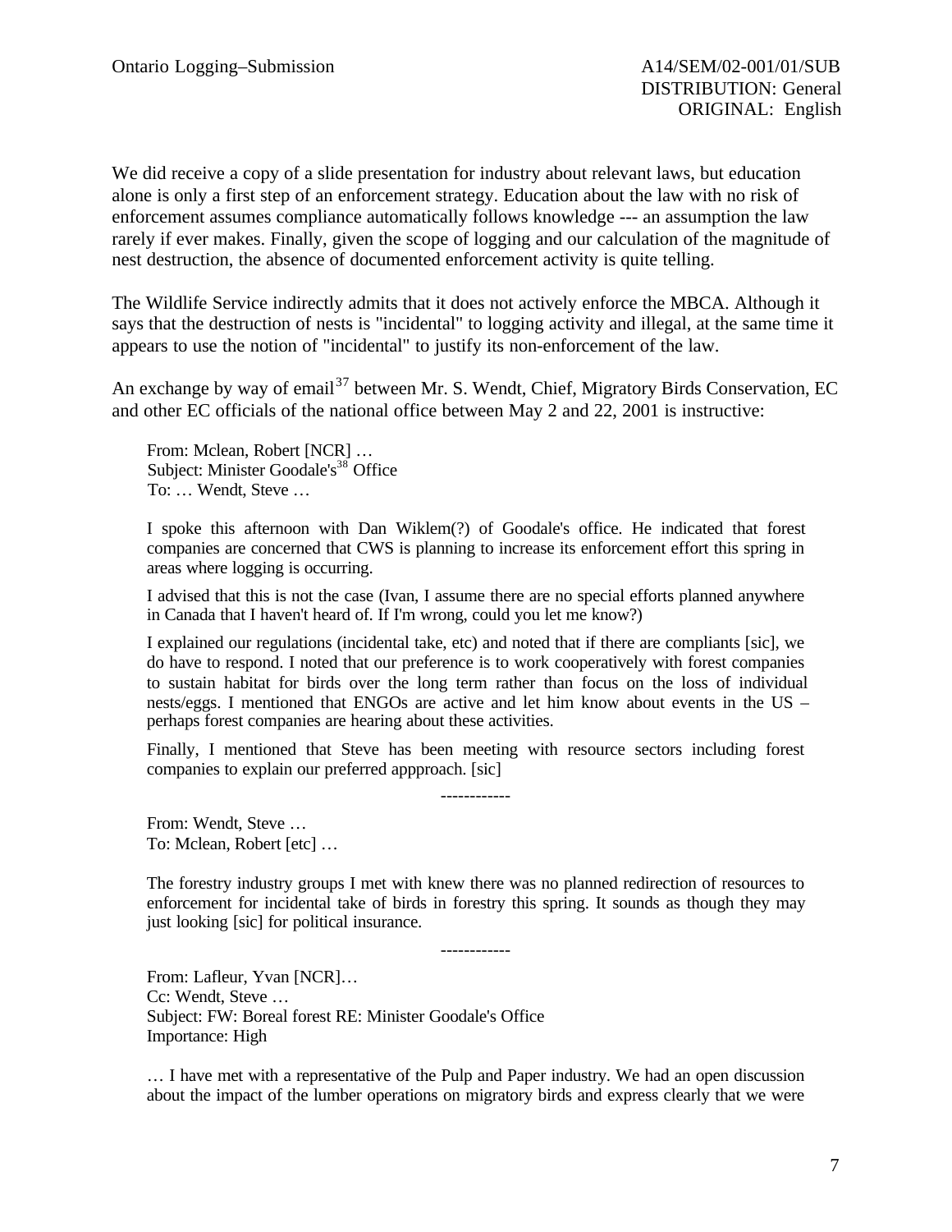We did receive a copy of a slide presentation for industry about relevant laws, but education alone is only a first step of an enforcement strategy. Education about the law with no risk of enforcement assumes compliance automatically follows knowledge --- an assumption the law rarely if ever makes. Finally, given the scope of logging and our calculation of the magnitude of nest destruction, the absence of documented enforcement activity is quite telling.

The Wildlife Service indirectly admits that it does not actively enforce the MBCA. Although it says that the destruction of nests is "incidental" to logging activity and illegal, at the same time it appears to use the notion of "incidental" to justify its non-enforcement of the law.

An exchange by way of email[37] between Mr. S. Wendt, Chief, Migratory Birds Conservation, EC and other EC officials of the national office between May 2 and 22, 2001 is instructive:

> From: Mclean, Robert [NCR] …
> Subject: Minister Goodale's[38] Office
> To: … Wendt, Steve …
>
> I spoke this afternoon with Dan Wiklem(?) of Goodale's office. He indicated that forest companies are concerned that CWS is planning to increase its enforcement effort this spring in areas where logging is occurring.
>
> I advised that this is not the case (Ivan, I assume there are no special efforts planned anywhere in Canada that I haven't heard of. If I'm wrong, could you let me know?)
>
> I explained our regulations (incidental take, etc) and noted that if there are compliants [sic], we do have to respond. I noted that our preference is to work cooperatively with forest companies to sustain habitat for birds over the long term rather than focus on the loss of individual nests/eggs. I mentioned that ENGOs are active and let him know about events in the US – perhaps forest companies are hearing about these activities.
>
> Finally, I mentioned that Steve has been meeting with resource sectors including forest companies to explain our preferred appproach. [sic]
>
> ------------
>
> From: Wendt, Steve …
> To: Mclean, Robert [etc] …
>
> The forestry industry groups I met with knew there was no planned redirection of resources to enforcement for incidental take of birds in forestry this spring. It sounds as though they may just looking [sic] for political insurance.
>
> ------------
>
> From: Lafleur, Yvan [NCR]…
> Cc: Wendt, Steve …
> Subject: FW: Boreal forest RE: Minister Goodale's Office
> Importance: High
>
> … I have met with a representative of the Pulp and Paper industry. We had an open discussion about the impact of the lumber operations on migratory birds and express clearly that we were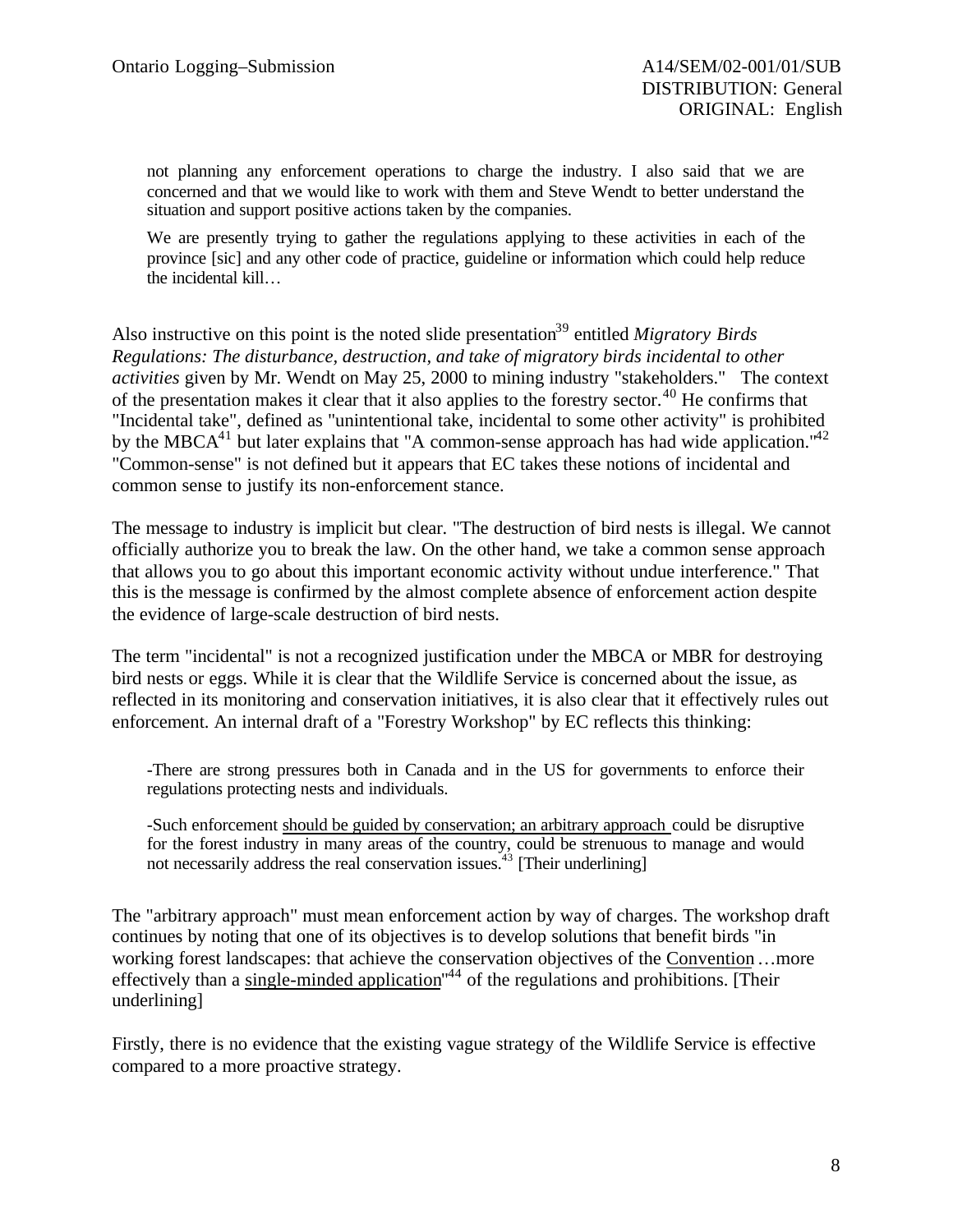> not planning any enforcement operations to charge the industry. I also said that we are concerned and that we would like to work with them and Steve Wendt to better understand the situation and support positive actions taken by the companies.
>
> We are presently trying to gather the regulations applying to these activities in each of the province [sic] and any other code of practice, guideline or information which could help reduce the incidental kill…

Also instructive on this point is the noted slide presentation[39] entitled *Migratory Birds Regulations: The disturbance, destruction, and take of migratory birds incidental to other activities* given by Mr. Wendt on May 25, 2000 to mining industry "stakeholders." The context of the presentation makes it clear that it also applies to the forestry sector.[40] He confirms that "Incidental take", defined as "unintentional take, incidental to some other activity" is prohibited by the MBCA[41] but later explains that "A common-sense approach has had wide application."[42] "Common-sense" is not defined but it appears that EC takes these notions of incidental and common sense to justify its non-enforcement stance.

The message to industry is implicit but clear. "The destruction of bird nests is illegal. We cannot officially authorize you to break the law. On the other hand, we take a common sense approach that allows you to go about this important economic activity without undue interference." That this is the message is confirmed by the almost complete absence of enforcement action despite the evidence of large-scale destruction of bird nests.

The term "incidental" is not a recognized justification under the MBCA or MBR for destroying bird nests or eggs. While it is clear that the Wildlife Service is concerned about the issue, as reflected in its monitoring and conservation initiatives, it is also clear that it effectively rules out enforcement. An internal draft of a "Forestry Workshop" by EC reflects this thinking:

> -There are strong pressures both in Canada and in the US for governments to enforce their regulations protecting nests and individuals.
>
> -Such enforcement <u>should be guided by conservation; an arbitrary approach</u> could be disruptive for the forest industry in many areas of the country, could be strenuous to manage and would not necessarily address the real conservation issues.[43] [Their underlining]

The "arbitrary approach" must mean enforcement action by way of charges. The workshop draft continues by noting that one of its objectives is to develop solutions that benefit birds "in working forest landscapes: that achieve the conservation objectives of the <u>Convention</u>…more effectively than a <u>single-minded application</u>"[44] of the regulations and prohibitions. [Their underlining]

Firstly, there is no evidence that the existing vague strategy of the Wildlife Service is effective compared to a more proactive strategy.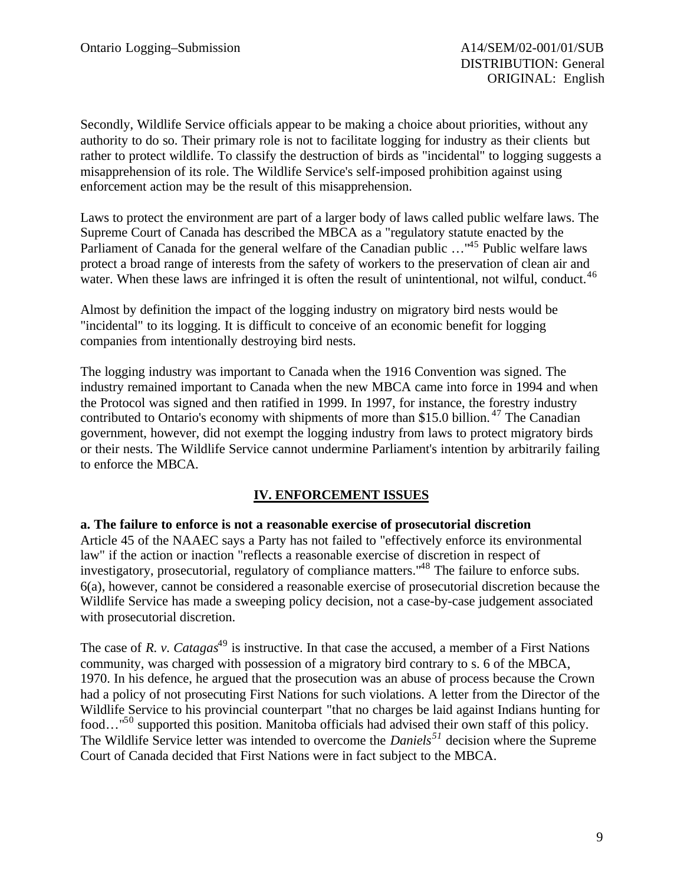Secondly, Wildlife Service officials appear to be making a choice about priorities, without any authority to do so. Their primary role is not to facilitate logging for industry as their clients but rather to protect wildlife. To classify the destruction of birds as "incidental" to logging suggests a misapprehension of its role. The Wildlife Service's self-imposed prohibition against using enforcement action may be the result of this misapprehension.

Laws to protect the environment are part of a larger body of laws called public welfare laws. The Supreme Court of Canada has described the MBCA as a "regulatory statute enacted by the Parliament of Canada for the general welfare of the Canadian public …"[45] Public welfare laws protect a broad range of interests from the safety of workers to the preservation of clean air and water. When these laws are infringed it is often the result of unintentional, not wilful, conduct.[46]

Almost by definition the impact of the logging industry on migratory bird nests would be "incidental" to its logging. It is difficult to conceive of an economic benefit for logging companies from intentionally destroying bird nests.

The logging industry was important to Canada when the 1916 Convention was signed. The industry remained important to Canada when the new MBCA came into force in 1994 and when the Protocol was signed and then ratified in 1999. In 1997, for instance, the forestry industry contributed to Ontario's economy with shipments of more than $15.0 billion.[47] The Canadian government, however, did not exempt the logging industry from laws to protect migratory birds or their nests. The Wildlife Service cannot undermine Parliament's intention by arbitrarily failing to enforce the MBCA.

## IV. ENFORCEMENT ISSUES

**a. The failure to enforce is not a reasonable exercise of prosecutorial discretion**

Article 45 of the NAAEC says a Party has not failed to "effectively enforce its environmental law" if the action or inaction "reflects a reasonable exercise of discretion in respect of investigatory, prosecutorial, regulatory of compliance matters."[48] The failure to enforce subs. 6(a), however, cannot be considered a reasonable exercise of prosecutorial discretion because the Wildlife Service has made a sweeping policy decision, not a case-by-case judgement associated with prosecutorial discretion.

The case of *R. v. Catagas*[49] is instructive. In that case the accused, a member of a First Nations community, was charged with possession of a migratory bird contrary to s. 6 of the MBCA, 1970. In his defence, he argued that the prosecution was an abuse of process because the Crown had a policy of not prosecuting First Nations for such violations. A letter from the Director of the Wildlife Service to his provincial counterpart "that no charges be laid against Indians hunting for food…"[50] supported this position. Manitoba officials had advised their own staff of this policy. The Wildlife Service letter was intended to overcome the *Daniels*[51] decision where the Supreme Court of Canada decided that First Nations were in fact subject to the MBCA.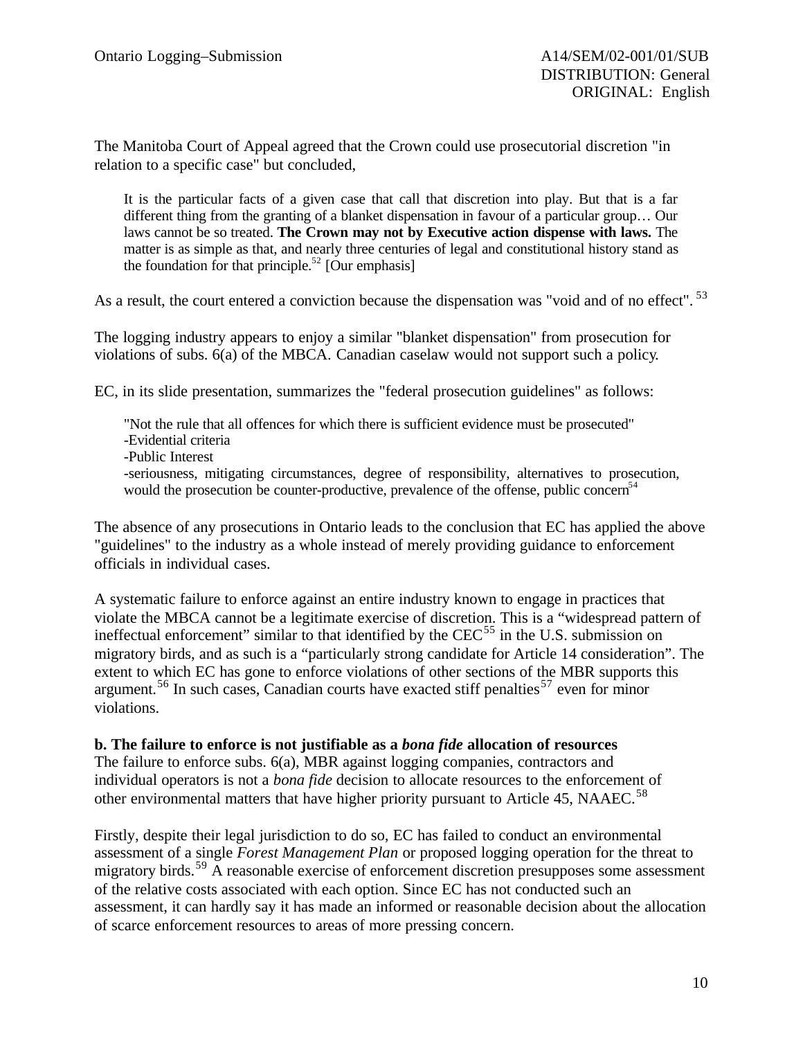The Manitoba Court of Appeal agreed that the Crown could use prosecutorial discretion "in relation to a specific case" but concluded,

> It is the particular facts of a given case that call that discretion into play. But that is a far different thing from the granting of a blanket dispensation in favour of a particular group… Our laws cannot be so treated. **The Crown may not by Executive action dispense with laws.** The matter is as simple as that, and nearly three centuries of legal and constitutional history stand as the foundation for that principle.[52] [Our emphasis]

As a result, the court entered a conviction because the dispensation was "void and of no effect".[53]

The logging industry appears to enjoy a similar "blanket dispensation" from prosecution for violations of subs. 6(a) of the MBCA. Canadian caselaw would not support such a policy.

EC, in its slide presentation, summarizes the "federal prosecution guidelines" as follows:

> "Not the rule that all offences for which there is sufficient evidence must be prosecuted"
> -Evidential criteria
> -Public Interest
> -seriousness, mitigating circumstances, degree of responsibility, alternatives to prosecution, would the prosecution be counter-productive, prevalence of the offense, public concern[54]

The absence of any prosecutions in Ontario leads to the conclusion that EC has applied the above "guidelines" to the industry as a whole instead of merely providing guidance to enforcement officials in individual cases.

A systematic failure to enforce against an entire industry known to engage in practices that violate the MBCA cannot be a legitimate exercise of discretion. This is a "widespread pattern of ineffectual enforcement" similar to that identified by the CEC[55] in the U.S. submission on migratory birds, and as such is a "particularly strong candidate for Article 14 consideration". The extent to which EC has gone to enforce violations of other sections of the MBR supports this argument.[56] In such cases, Canadian courts have exacted stiff penalties[57] even for minor violations.

**b. The failure to enforce is not justifiable as a *bona fide* allocation of resources**

The failure to enforce subs. 6(a), MBR against logging companies, contractors and individual operators is not a *bona fide* decision to allocate resources to the enforcement of other environmental matters that have higher priority pursuant to Article 45, NAAEC.[58]

Firstly, despite their legal jurisdiction to do so, EC has failed to conduct an environmental assessment of a single *Forest Management Plan* or proposed logging operation for the threat to migratory birds.[59] A reasonable exercise of enforcement discretion presupposes some assessment of the relative costs associated with each option. Since EC has not conducted such an assessment, it can hardly say it has made an informed or reasonable decision about the allocation of scarce enforcement resources to areas of more pressing concern.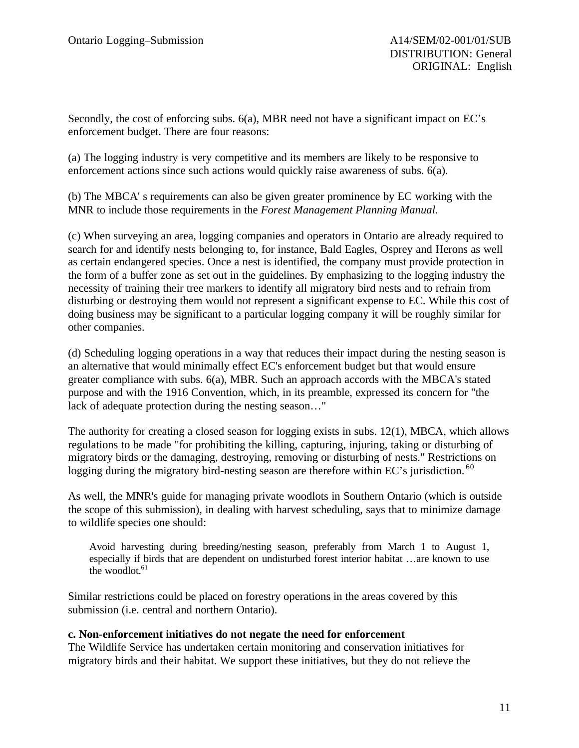Secondly, the cost of enforcing subs. 6(a), MBR need not have a significant impact on EC's enforcement budget. There are four reasons:

(a) The logging industry is very competitive and its members are likely to be responsive to enforcement actions since such actions would quickly raise awareness of subs. 6(a).

(b) The MBCA' s requirements can also be given greater prominence by EC working with the MNR to include those requirements in the *Forest Management Planning Manual.*

(c) When surveying an area, logging companies and operators in Ontario are already required to search for and identify nests belonging to, for instance, Bald Eagles, Osprey and Herons as well as certain endangered species. Once a nest is identified, the company must provide protection in the form of a buffer zone as set out in the guidelines. By emphasizing to the logging industry the necessity of training their tree markers to identify all migratory bird nests and to refrain from disturbing or destroying them would not represent a significant expense to EC. While this cost of doing business may be significant to a particular logging company it will be roughly similar for other companies.

(d) Scheduling logging operations in a way that reduces their impact during the nesting season is an alternative that would minimally effect EC's enforcement budget but that would ensure greater compliance with subs. 6(a), MBR. Such an approach accords with the MBCA's stated purpose and with the 1916 Convention, which, in its preamble, expressed its concern for "the lack of adequate protection during the nesting season…"

The authority for creating a closed season for logging exists in subs. 12(1), MBCA, which allows regulations to be made "for prohibiting the killing, capturing, injuring, taking or disturbing of migratory birds or the damaging, destroying, removing or disturbing of nests." Restrictions on logging during the migratory bird-nesting season are therefore within EC's jurisdiction.[60]

As well, the MNR's guide for managing private woodlots in Southern Ontario (which is outside the scope of this submission), in dealing with harvest scheduling, says that to minimize damage to wildlife species one should:

> Avoid harvesting during breeding/nesting season, preferably from March 1 to August 1, especially if birds that are dependent on undisturbed forest interior habitat …are known to use the woodlot.[61]

Similar restrictions could be placed on forestry operations in the areas covered by this submission (i.e. central and northern Ontario).

**c. Non-enforcement initiatives do not negate the need for enforcement**

The Wildlife Service has undertaken certain monitoring and conservation initiatives for migratory birds and their habitat. We support these initiatives, but they do not relieve the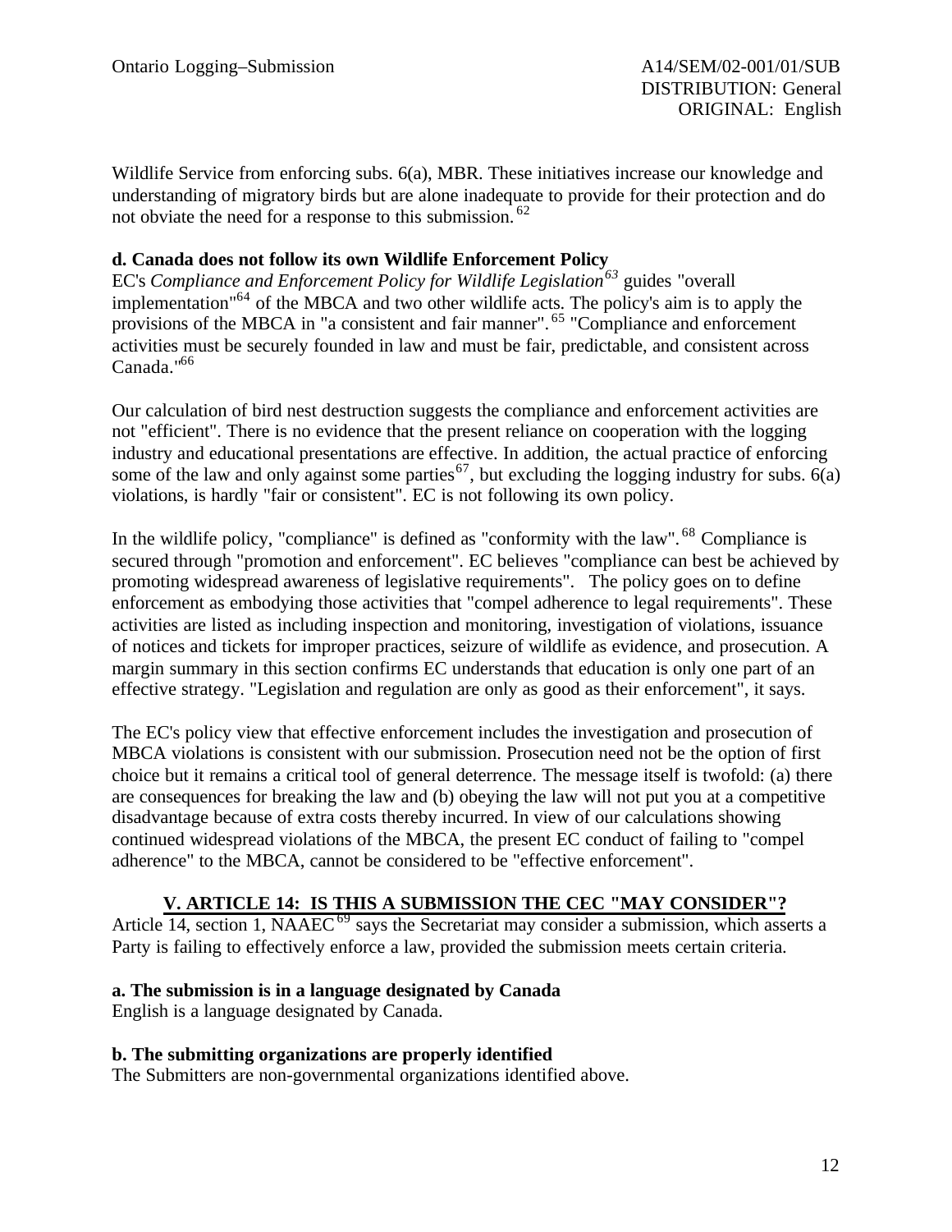Wildlife Service from enforcing subs. 6(a), MBR. These initiatives increase our knowledge and understanding of migratory birds but are alone inadequate to provide for their protection and do not obviate the need for a response to this submission.[62]

**d. Canada does not follow its own Wildlife Enforcement Policy**

EC's *Compliance and Enforcement Policy for Wildlife Legislation*[63] guides "overall implementation"[64] of the MBCA and two other wildlife acts. The policy's aim is to apply the provisions of the MBCA in "a consistent and fair manner".[65] "Compliance and enforcement activities must be securely founded in law and must be fair, predictable, and consistent across Canada."[66]

Our calculation of bird nest destruction suggests the compliance and enforcement activities are not "efficient". There is no evidence that the present reliance on cooperation with the logging industry and educational presentations are effective. In addition, the actual practice of enforcing some of the law and only against some parties[67], but excluding the logging industry for subs. 6(a) violations, is hardly "fair or consistent". EC is not following its own policy.

In the wildlife policy, "compliance" is defined as "conformity with the law".[68] Compliance is secured through "promotion and enforcement". EC believes "compliance can best be achieved by promoting widespread awareness of legislative requirements". The policy goes on to define enforcement as embodying those activities that "compel adherence to legal requirements". These activities are listed as including inspection and monitoring, investigation of violations, issuance of notices and tickets for improper practices, seizure of wildlife as evidence, and prosecution. A margin summary in this section confirms EC understands that education is only one part of an effective strategy. "Legislation and regulation are only as good as their enforcement", it says.

The EC's policy view that effective enforcement includes the investigation and prosecution of MBCA violations is consistent with our submission. Prosecution need not be the option of first choice but it remains a critical tool of general deterrence. The message itself is twofold: (a) there are consequences for breaking the law and (b) obeying the law will not put you at a competitive disadvantage because of extra costs thereby incurred. In view of our calculations showing continued widespread violations of the MBCA, the present EC conduct of failing to "compel adherence" to the MBCA, cannot be considered to be "effective enforcement".

## V. ARTICLE 14: IS THIS A SUBMISSION THE CEC "MAY CONSIDER"?

Article 14, section 1, NAAEC[69] says the Secretariat may consider a submission, which asserts a Party is failing to effectively enforce a law, provided the submission meets certain criteria.

**a. The submission is in a language designated by Canada**

English is a language designated by Canada.

**b. The submitting organizations are properly identified**

The Submitters are non-governmental organizations identified above.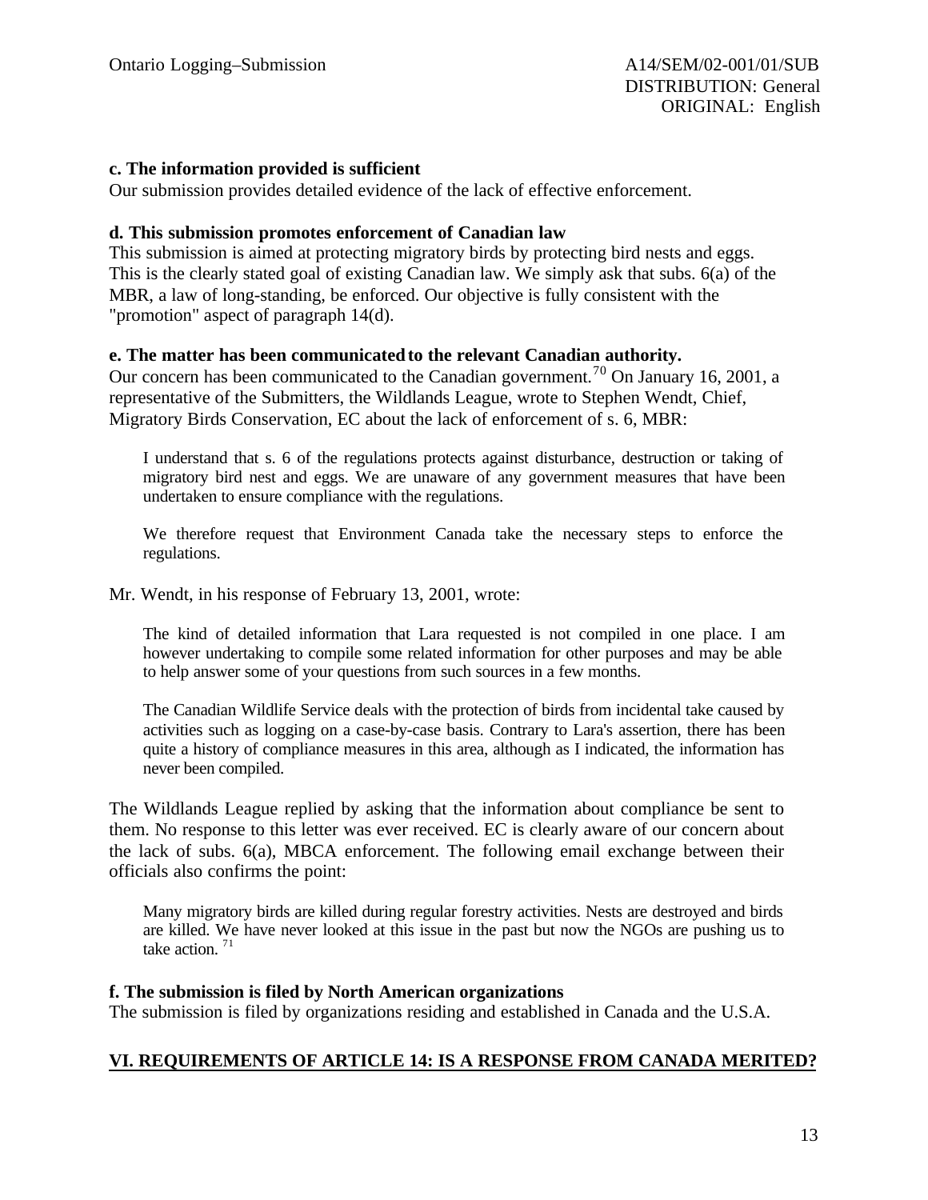**c. The information provided is sufficient**

Our submission provides detailed evidence of the lack of effective enforcement.

**d. This submission promotes enforcement of Canadian law**

This submission is aimed at protecting migratory birds by protecting bird nests and eggs. This is the clearly stated goal of existing Canadian law. We simply ask that subs. 6(a) of the MBR, a law of long-standing, be enforced. Our objective is fully consistent with the "promotion" aspect of paragraph 14(d).

**e. The matter has been communicated to the relevant Canadian authority.**

Our concern has been communicated to the Canadian government.[70] On January 16, 2001, a representative of the Submitters, the Wildlands League, wrote to Stephen Wendt, Chief, Migratory Birds Conservation, EC about the lack of enforcement of s. 6, MBR:

> I understand that s. 6 of the regulations protects against disturbance, destruction or taking of migratory bird nest and eggs. We are unaware of any government measures that have been undertaken to ensure compliance with the regulations.
>
> We therefore request that Environment Canada take the necessary steps to enforce the regulations.

Mr. Wendt, in his response of February 13, 2001, wrote:

> The kind of detailed information that Lara requested is not compiled in one place. I am however undertaking to compile some related information for other purposes and may be able to help answer some of your questions from such sources in a few months.
>
> The Canadian Wildlife Service deals with the protection of birds from incidental take caused by activities such as logging on a case-by-case basis. Contrary to Lara's assertion, there has been quite a history of compliance measures in this area, although as I indicated, the information has never been compiled.

The Wildlands League replied by asking that the information about compliance be sent to them. No response to this letter was ever received. EC is clearly aware of our concern about the lack of subs. 6(a), MBCA enforcement. The following email exchange between their officials also confirms the point:

> Many migratory birds are killed during regular forestry activities. Nests are destroyed and birds are killed. We have never looked at this issue in the past but now the NGOs are pushing us to take action.[71]

**f. The submission is filed by North American organizations**

The submission is filed by organizations residing and established in Canada and the U.S.A.

## VI. REQUIREMENTS OF ARTICLE 14: IS A RESPONSE FROM CANADA MERITED?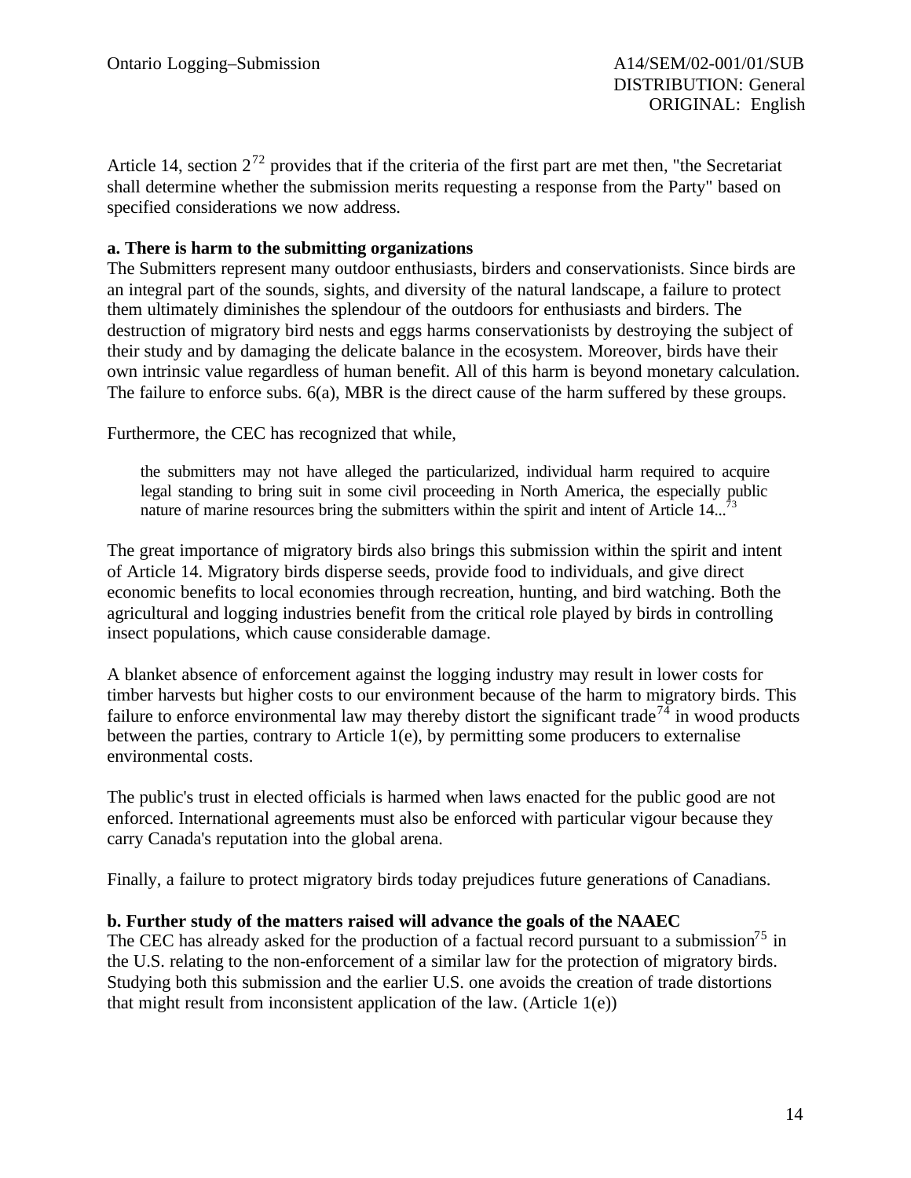Article 14, section 2[72] provides that if the criteria of the first part are met then, "the Secretariat shall determine whether the submission merits requesting a response from the Party" based on specified considerations we now address.

**a. There is harm to the submitting organizations**

The Submitters represent many outdoor enthusiasts, birders and conservationists. Since birds are an integral part of the sounds, sights, and diversity of the natural landscape, a failure to protect them ultimately diminishes the splendour of the outdoors for enthusiasts and birders. The destruction of migratory bird nests and eggs harms conservationists by destroying the subject of their study and by damaging the delicate balance in the ecosystem. Moreover, birds have their own intrinsic value regardless of human benefit. All of this harm is beyond monetary calculation. The failure to enforce subs. 6(a), MBR is the direct cause of the harm suffered by these groups.

Furthermore, the CEC has recognized that while,

> the submitters may not have alleged the particularized, individual harm required to acquire legal standing to bring suit in some civil proceeding in North America, the especially public nature of marine resources bring the submitters within the spirit and intent of Article 14...[73]

The great importance of migratory birds also brings this submission within the spirit and intent of Article 14. Migratory birds disperse seeds, provide food to individuals, and give direct economic benefits to local economies through recreation, hunting, and bird watching. Both the agricultural and logging industries benefit from the critical role played by birds in controlling insect populations, which cause considerable damage.

A blanket absence of enforcement against the logging industry may result in lower costs for timber harvests but higher costs to our environment because of the harm to migratory birds. This failure to enforce environmental law may thereby distort the significant trade[74] in wood products between the parties, contrary to Article 1(e), by permitting some producers to externalise environmental costs.

The public's trust in elected officials is harmed when laws enacted for the public good are not enforced. International agreements must also be enforced with particular vigour because they carry Canada's reputation into the global arena.

Finally, a failure to protect migratory birds today prejudices future generations of Canadians.

**b. Further study of the matters raised will advance the goals of the NAAEC**

The CEC has already asked for the production of a factual record pursuant to a submission[75] in the U.S. relating to the non-enforcement of a similar law for the protection of migratory birds. Studying both this submission and the earlier U.S. one avoids the creation of trade distortions that might result from inconsistent application of the law. (Article 1(e))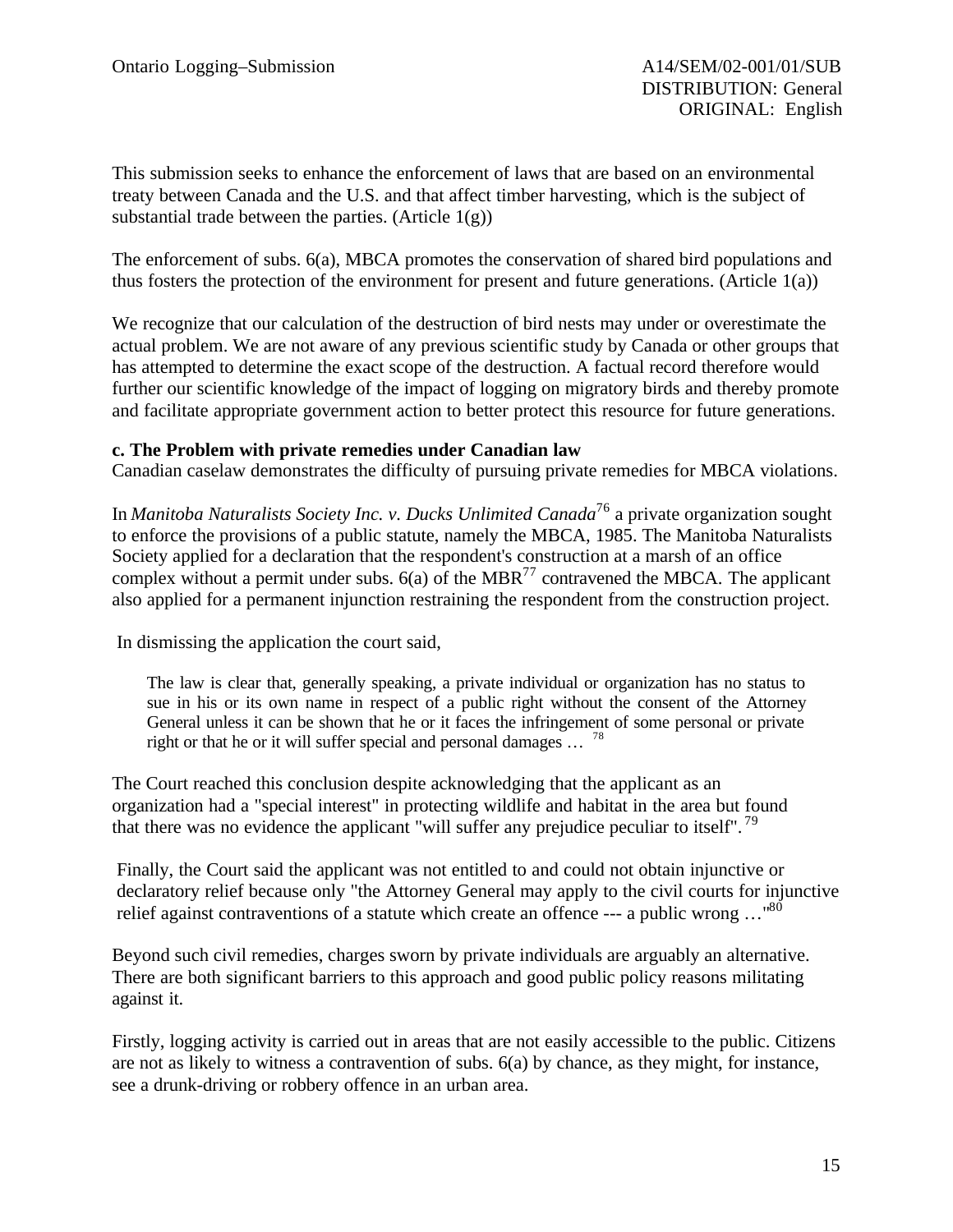This submission seeks to enhance the enforcement of laws that are based on an environmental treaty between Canada and the U.S. and that affect timber harvesting, which is the subject of substantial trade between the parties. (Article 1(g))

The enforcement of subs. 6(a), MBCA promotes the conservation of shared bird populations and thus fosters the protection of the environment for present and future generations. (Article 1(a))

We recognize that our calculation of the destruction of bird nests may under or overestimate the actual problem. We are not aware of any previous scientific study by Canada or other groups that has attempted to determine the exact scope of the destruction. A factual record therefore would further our scientific knowledge of the impact of logging on migratory birds and thereby promote and facilitate appropriate government action to better protect this resource for future generations.

**c. The Problem with private remedies under Canadian law**

Canadian caselaw demonstrates the difficulty of pursuing private remedies for MBCA violations.

In *Manitoba Naturalists Society Inc. v. Ducks Unlimited Canada*[76] a private organization sought to enforce the provisions of a public statute, namely the MBCA, 1985. The Manitoba Naturalists Society applied for a declaration that the respondent's construction at a marsh of an office complex without a permit under subs. 6(a) of the MBR[77] contravened the MBCA. The applicant also applied for a permanent injunction restraining the respondent from the construction project.

In dismissing the application the court said,

> The law is clear that, generally speaking, a private individual or organization has no status to sue in his or its own name in respect of a public right without the consent of the Attorney General unless it can be shown that he or it faces the infringement of some personal or private right or that he or it will suffer special and personal damages … [78]

The Court reached this conclusion despite acknowledging that the applicant as an organization had a "special interest" in protecting wildlife and habitat in the area but found that there was no evidence the applicant "will suffer any prejudice peculiar to itself".[79]

Finally, the Court said the applicant was not entitled to and could not obtain injunctive or declaratory relief because only "the Attorney General may apply to the civil courts for injunctive relief against contraventions of a statute which create an offence --- a public wrong …"[80]

Beyond such civil remedies, charges sworn by private individuals are arguably an alternative. There are both significant barriers to this approach and good public policy reasons militating against it.

Firstly, logging activity is carried out in areas that are not easily accessible to the public. Citizens are not as likely to witness a contravention of subs. 6(a) by chance, as they might, for instance, see a drunk-driving or robbery offence in an urban area.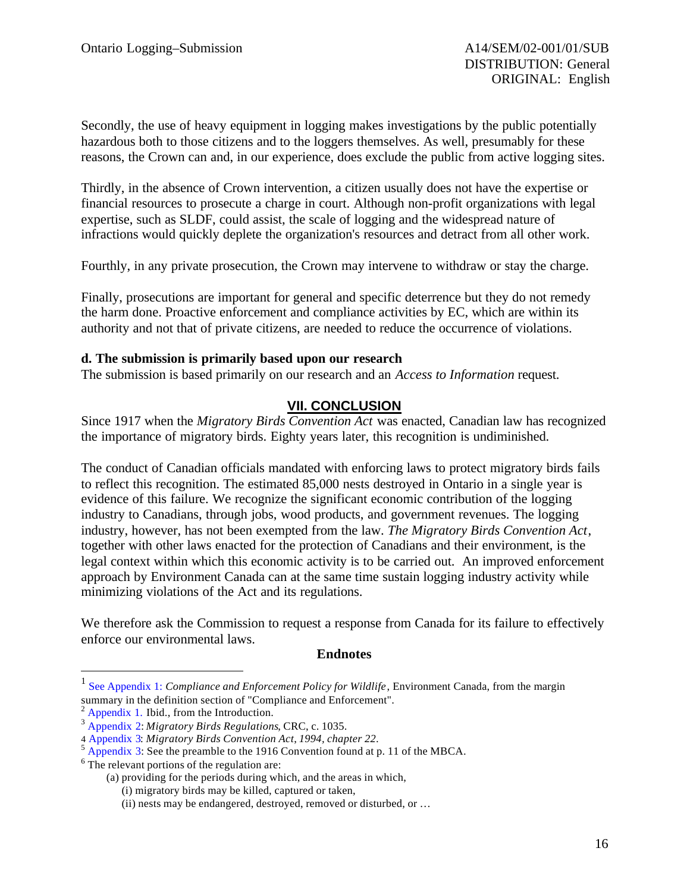Secondly, the use of heavy equipment in logging makes investigations by the public potentially hazardous both to those citizens and to the loggers themselves. As well, presumably for these reasons, the Crown can and, in our experience, does exclude the public from active logging sites.

Thirdly, in the absence of Crown intervention, a citizen usually does not have the expertise or financial resources to prosecute a charge in court. Although non-profit organizations with legal expertise, such as SLDF, could assist, the scale of logging and the widespread nature of infractions would quickly deplete the organization's resources and detract from all other work.

Fourthly, in any private prosecution, the Crown may intervene to withdraw or stay the charge.

Finally, prosecutions are important for general and specific deterrence but they do not remedy the harm done. Proactive enforcement and compliance activities by EC, which are within its authority and not that of private citizens, are needed to reduce the occurrence of violations.

**d. The submission is primarily based upon our research**

The submission is based primarily on our research and an *Access to Information* request.

## VII. CONCLUSION

Since 1917 when the *Migratory Birds Convention Act* was enacted, Canadian law has recognized the importance of migratory birds. Eighty years later, this recognition is undiminished.

The conduct of Canadian officials mandated with enforcing laws to protect migratory birds fails to reflect this recognition. The estimated 85,000 nests destroyed in Ontario in a single year is evidence of this failure. We recognize the significant economic contribution of the logging industry to Canadians, through jobs, wood products, and government revenues. The logging industry, however, has not been exempted from the law. *The Migratory Birds Convention Act*, together with other laws enacted for the protection of Canadians and their environment, is the legal context within which this economic activity is to be carried out. An improved enforcement approach by Environment Canada can at the same time sustain logging industry activity while minimizing violations of the Act and its regulations.

We therefore ask the Commission to request a response from Canada for its failure to effectively enforce our environmental laws.

**Endnotes**

[1] See Appendix 1: *Compliance and Enforcement Policy for Wildlife*, Environment Canada, from the margin summary in the definition section of "Compliance and Enforcement".

[2] Appendix 1. Ibid., from the Introduction.

[3] Appendix 2: *Migratory Birds Regulations*, CRC, c. 1035.

[4] Appendix 3: *Migratory Birds Convention Act, 1994, chapter 22*.

[5] Appendix 3: See the preamble to the 1916 Convention found at p. 11 of the MBCA.

[6] The relevant portions of the regulation are:

(a) providing for the periods during which, and the areas in which,

(i) migratory birds may be killed, captured or taken,

(ii) nests may be endangered, destroyed, removed or disturbed, or …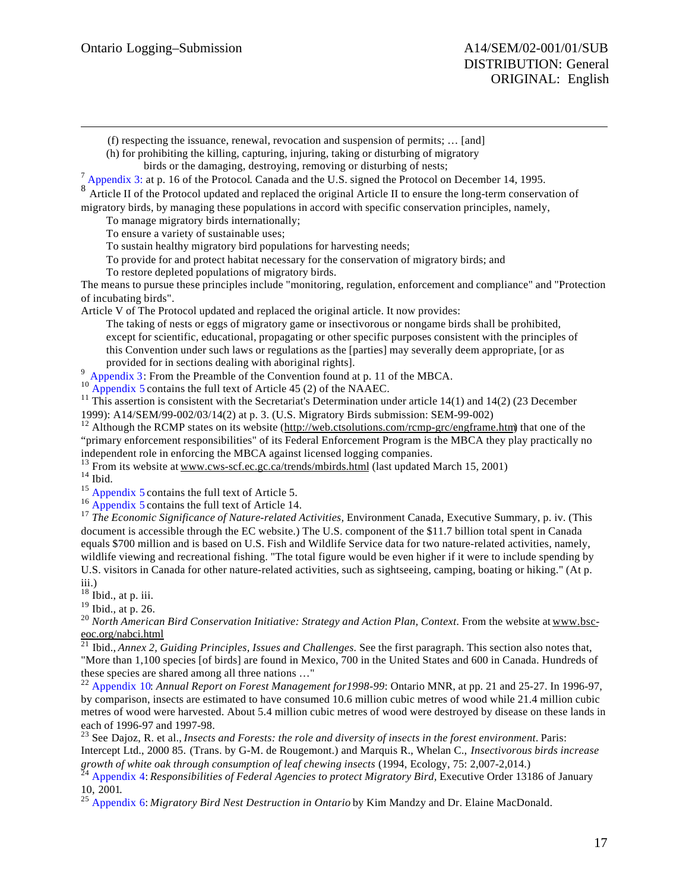(f) respecting the issuance, renewal, revocation and suspension of permits; … [and]

(h) for prohibiting the killing, capturing, injuring, taking or disturbing of migratory birds or the damaging, destroying, removing or disturbing of nests;

[7] Appendix 3: at p. 16 of the Protocol. Canada and the U.S. signed the Protocol on December 14, 1995.

[8] Article II of the Protocol updated and replaced the original Article II to ensure the long-term conservation of migratory birds, by managing these populations in accord with specific conservation principles, namely,

> To manage migratory birds internationally;
> To ensure a variety of sustainable uses;
> To sustain healthy migratory bird populations for harvesting needs;
> To provide for and protect habitat necessary for the conservation of migratory birds; and
> To restore depleted populations of migratory birds.

The means to pursue these principles include "monitoring, regulation, enforcement and compliance" and "Protection of incubating birds".

Article V of The Protocol updated and replaced the original article. It now provides:

> The taking of nests or eggs of migratory game or insectivorous or nongame birds shall be prohibited, except for scientific, educational, propagating or other specific purposes consistent with the principles of this Convention under such laws or regulations as the [parties] may severally deem appropriate, [or as provided for in sections dealing with aboriginal rights].

[9] Appendix 3: From the Preamble of the Convention found at p. 11 of the MBCA.

[10] Appendix 5 contains the full text of Article 45 (2) of the NAAEC.

[11] This assertion is consistent with the Secretariat's Determination under article 14(1) and 14(2) (23 December 1999): A14/SEM/99-002/03/14(2) at p. 3. (U.S. Migratory Birds submission: SEM-99-002)

[12] Although the RCMP states on its website (http://web.ctsolutions.com/rcmp-grc/engframe.htm) that one of the "primary enforcement responsibilities" of its Federal Enforcement Program is the MBCA they play practically no independent role in enforcing the MBCA against licensed logging companies.

[13] From its website at www.cws-scf.ec.gc.ca/trends/mbirds.html (last updated March 15, 2001)

[14] Ibid.

[15] Appendix 5 contains the full text of Article 5.

[16] Appendix 5 contains the full text of Article 14.

[17] *The Economic Significance of Nature-related Activities,* Environment Canada, Executive Summary, p. iv. (This document is accessible through the EC website.) The U.S. component of the $11.7 billion total spent in Canada equals $700 million and is based on U.S. Fish and Wildlife Service data for two nature-related activities, namely, wildlife viewing and recreational fishing. "The total figure would be even higher if it were to include spending by U.S. visitors in Canada for other nature-related activities, such as sightseeing, camping, boating or hiking." (At p. iii.)

[18] Ibid., at p. iii.

[19] Ibid., at p. 26.

[20] *North American Bird Conservation Initiative: Strategy and Action Plan, Context.* From the website at www.bsc-eoc.org/nabci.html

[21] Ibid., *Annex 2, Guiding Principles, Issues and Challenges.* See the first paragraph. This section also notes that, "More than 1,100 species [of birds] are found in Mexico, 700 in the United States and 600 in Canada. Hundreds of these species are shared among all three nations …"

[22] Appendix 10: *Annual Report on Forest Management for1998-99*: Ontario MNR, at pp. 21 and 25-27. In 1996-97, by comparison, insects are estimated to have consumed 10.6 million cubic metres of wood while 21.4 million cubic metres of wood were harvested. About 5.4 million cubic metres of wood were destroyed by disease on these lands in each of 1996-97 and 1997-98.

[23] See Dajoz, R. et al., *Insects and Forests: the role and diversity of insects in the forest environment*. Paris: Intercept Ltd., 2000 85. (Trans. by G-M. de Rougemont.) and Marquis R., Whelan C., *Insectivorous birds increase growth of white oak through consumption of leaf chewing insects* (1994, Ecology, 75: 2,007-2,014.)

[24] Appendix 4: *Responsibilities of Federal Agencies to protect Migratory Bird,* Executive Order 13186 of January 10, 2001.

[25] Appendix 6: *Migratory Bird Nest Destruction in Ontario* by Kim Mandzy and Dr. Elaine MacDonald.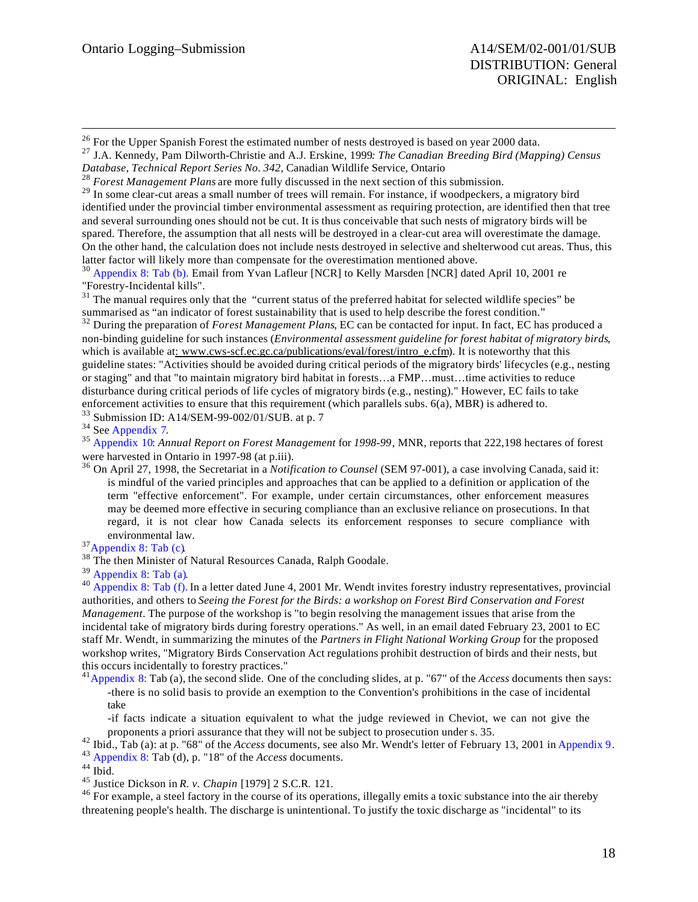[26] For the Upper Spanish Forest the estimated number of nests destroyed is based on year 2000 data.

[27] J.A. Kennedy, Pam Dilworth-Christie and A.J. Erskine, 1999*: The Canadian Breeding Bird (Mapping) Census Database, Technical Report Series No. 342,* Canadian Wildlife Service, Ontario

[28] *Forest Management Plans* are more fully discussed in the next section of this submission.

[29] In some clear-cut areas a small number of trees will remain. For instance, if woodpeckers, a migratory bird identified under the provincial timber environmental assessment as requiring protection, are identified then that tree and several surrounding ones should not be cut. It is thus conceivable that such nests of migratory birds will be spared. Therefore, the assumption that all nests will be destroyed in a clear-cut area will overestimate the damage. On the other hand, the calculation does not include nests destroyed in selective and shelterwood cut areas. Thus, this latter factor will likely more than compensate for the overestimation mentioned above.

[30] Appendix 8: Tab (b). Email from Yvan Lafleur [NCR] to Kelly Marsden [NCR] dated April 10, 2001 re "Forestry-Incidental kills".

[31] The manual requires only that the "current status of the preferred habitat for selected wildlife species" be summarised as "an indicator of forest sustainability that is used to help describe the forest condition."

[32] During the preparation of *Forest Management Plans*, EC can be contacted for input. In fact, EC has produced a non-binding guideline for such instances (*Environmental assessment guideline for forest habitat of migratory birds*, which is available at: www.cws-scf.ec.gc.ca/publications/eval/forest/intro_e.cfm). It is noteworthy that this guideline states: "Activities should be avoided during critical periods of the migratory birds' lifecycles (e.g., nesting or staging" and that "to maintain migratory bird habitat in forests…a FMP…must…time activities to reduce disturbance during critical periods of life cycles of migratory birds (e.g., nesting)." However, EC fails to take enforcement activities to ensure that this requirement (which parallels subs. 6(a), MBR) is adhered to.

[33] Submission ID: A14/SEM-99-002/01/SUB. at p. 7

[34] See Appendix 7.

[35] Appendix 10: *Annual Report on Forest Management* for *1998-99*, MNR, reports that 222,198 hectares of forest were harvested in Ontario in 1997-98 (at p.iii).

[36] On April 27, 1998, the Secretariat in a *Notification to Counsel* (SEM 97-001), a case involving Canada, said it:

> is mindful of the varied principles and approaches that can be applied to a definition or application of the term "effective enforcement". For example, under certain circumstances, other enforcement measures may be deemed more effective in securing compliance than an exclusive reliance on prosecutions. In that regard, it is not clear how Canada selects its enforcement responses to secure compliance with environmental law.

[37] Appendix 8: Tab (c).

[38] The then Minister of Natural Resources Canada, Ralph Goodale.

[39] Appendix 8: Tab (a).

[40] Appendix 8: Tab (f). In a letter dated June 4, 2001 Mr. Wendt invites forestry industry representatives, provincial authorities, and others to *Seeing the Forest for the Birds: a workshop on Forest Bird Conservation and Forest Management*. The purpose of the workshop is "to begin resolving the management issues that arise from the incidental take of migratory birds during forestry operations." As well, in an email dated February 23, 2001 to EC staff Mr. Wendt, in summarizing the minutes of the *Partners in Flight National Working Group* for the proposed workshop writes, "Migratory Birds Conservation Act regulations prohibit destruction of birds and their nests, but this occurs incidentally to forestry practices."

[41] Appendix 8: Tab (a), the second slide. One of the concluding slides, at p. "67" of the *Access* documents then says:

> -there is no solid basis to provide an exemption to the Convention's prohibitions in the case of incidental take
>
> -if facts indicate a situation equivalent to what the judge reviewed in Cheviot, we can not give the proponents a priori assurance that they will not be subject to prosecution under s. 35.

[42] Ibid., Tab (a): at p. "68" of the *Access* documents, see also Mr. Wendt's letter of February 13, 2001 in Appendix 9.

[43] Appendix 8: Tab (d), p. "18" of the *Access* documents.

[44] Ibid.

[45] Justice Dickson in *R. v. Chapin* [1979] 2 S.C.R. 121.

[46] For example, a steel factory in the course of its operations, illegally emits a toxic substance into the air thereby threatening people's health. The discharge is unintentional. To justify the toxic discharge as "incidental" to its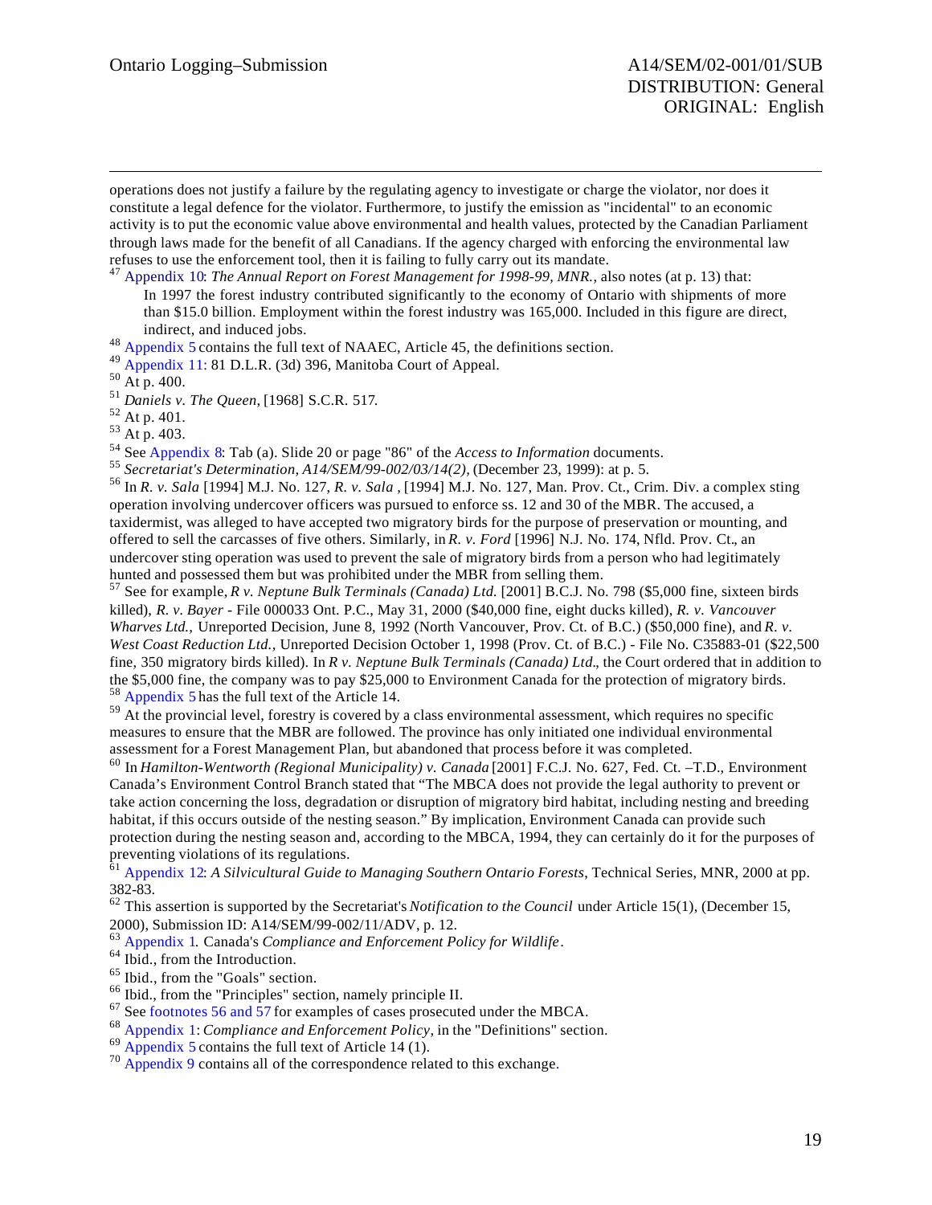operations does not justify a failure by the regulating agency to investigate or charge the violator, nor does it constitute a legal defence for the violator. Furthermore, to justify the emission as "incidental" to an economic activity is to put the economic value above environmental and health values, protected by the Canadian Parliament through laws made for the benefit of all Canadians. If the agency charged with enforcing the environmental law refuses to use the enforcement tool, then it is failing to fully carry out its mandate.

[47] Appendix 10: *The Annual Report on Forest Management for 1998-99, MNR.*, also notes (at p. 13) that:

> In 1997 the forest industry contributed significantly to the economy of Ontario with shipments of more than $15.0 billion. Employment within the forest industry was 165,000. Included in this figure are direct, indirect, and induced jobs.

[48] Appendix 5 contains the full text of NAAEC, Article 45, the definitions section.

[49] Appendix 11: 81 D.L.R. (3d) 396, Manitoba Court of Appeal.

[50] At p. 400.

[51] *Daniels v. The Queen*, [1968] S.C.R. 517.

[52] At p. 401.

[53] At p. 403.

[54] See Appendix 8: Tab (a). Slide 20 or page "86" of the *Access to Information* documents.

[55] *Secretariat's Determination, A14/SEM/99-002/03/14(2)*, (December 23, 1999): at p. 5.

[56] In *R. v. Sala* [1994] M.J. No. 127, *R. v. Sala* , [1994] M.J. No. 127, Man. Prov. Ct., Crim. Div. a complex sting operation involving undercover officers was pursued to enforce ss. 12 and 30 of the MBR. The accused, a taxidermist, was alleged to have accepted two migratory birds for the purpose of preservation or mounting, and offered to sell the carcasses of five others. Similarly, in *R. v. Ford* [1996] N.J. No. 174, Nfld. Prov. Ct., an undercover sting operation was used to prevent the sale of migratory birds from a person who had legitimately hunted and possessed them but was prohibited under the MBR from selling them.

[57] See for example, *R v. Neptune Bulk Terminals (Canada) Ltd.* [2001] B.C.J. No. 798 ($5,000 fine, sixteen birds killed), *R. v. Bayer* - File 000033 Ont. P.C., May 31, 2000 ($40,000 fine, eight ducks killed), *R. v. Vancouver Wharves Ltd.,* Unreported Decision, June 8, 1992 (North Vancouver, Prov. Ct. of B.C.) ($50,000 fine), and *R. v. West Coast Reduction Ltd.,* Unreported Decision October 1, 1998 (Prov. Ct. of B.C.) - File No. C35883-01 ($22,500 fine, 350 migratory birds killed). In *R v. Neptune Bulk Terminals (Canada) Ltd*., the Court ordered that in addition to the $5,000 fine, the company was to pay $25,000 to Environment Canada for the protection of migratory birds.

[58] Appendix 5 has the full text of the Article 14.

[59] At the provincial level, forestry is covered by a class environmental assessment, which requires no specific measures to ensure that the MBR are followed. The province has only initiated one individual environmental assessment for a Forest Management Plan, but abandoned that process before it was completed.

[60] In *Hamilton-Wentworth (Regional Municipality) v. Canada* [2001] F.C.J. No. 627, Fed. Ct. –T.D., Environment Canada's Environment Control Branch stated that "The MBCA does not provide the legal authority to prevent or take action concerning the loss, degradation or disruption of migratory bird habitat, including nesting and breeding habitat, if this occurs outside of the nesting season." By implication, Environment Canada can provide such protection during the nesting season and, according to the MBCA, 1994, they can certainly do it for the purposes of preventing violations of its regulations.

[61] Appendix 12: *A Silvicultural Guide to Managing Southern Ontario Forests*, Technical Series, MNR, 2000 at pp. 382-83.

[62] This assertion is supported by the Secretariat's *Notification to the Council* under Article 15(1), (December 15, 2000), Submission ID: A14/SEM/99-002/11/ADV, p. 12.

[63] Appendix 1. Canada's *Compliance and Enforcement Policy for Wildlife*.

[64] Ibid., from the Introduction.

[65] Ibid., from the "Goals" section.

[66] Ibid., from the "Principles" section, namely principle II.

[67] See footnotes 56 and 57 for examples of cases prosecuted under the MBCA.

[68] Appendix 1: *Compliance and Enforcement Policy*, in the "Definitions" section.

[69] Appendix 5 contains the full text of Article 14 (1).

[70] Appendix 9 contains all of the correspondence related to this exchange.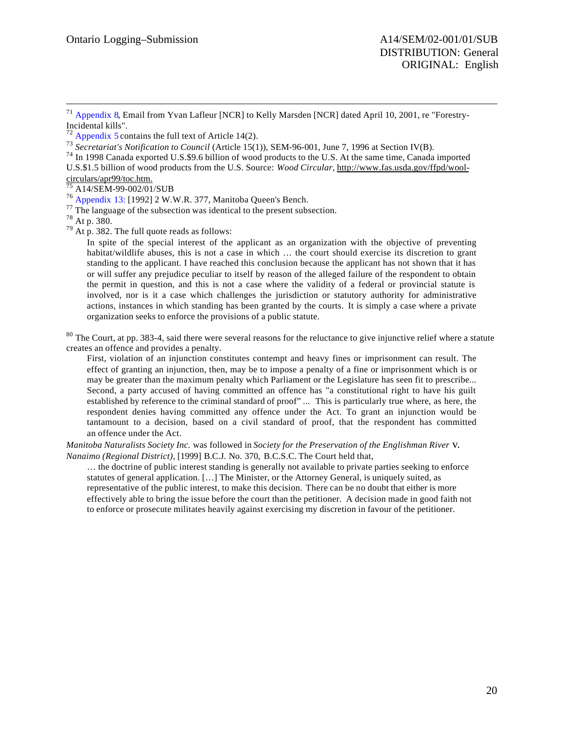[71] Appendix 8, Email from Yvan Lafleur [NCR] to Kelly Marsden [NCR] dated April 10, 2001, re "Forestry-Incidental kills".

[72] Appendix 5 contains the full text of Article 14(2).

[73] *Secretariat's Notification to Council* (Article 15(1)), SEM-96-001, June 7, 1996 at Section IV(B).

[74] In 1998 Canada exported U.S.$9.6 billion of wood products to the U.S. At the same time, Canada imported U.S.$1.5 billion of wood products from the U.S. Source: *Wood Circular*, http://www.fas.usda.gov/ffpd/wool-circulars/apr99/toc.htm.

[75] A14/SEM-99-002/01/SUB

[76] Appendix 13: [1992] 2 W.W.R. 377, Manitoba Queen's Bench.

[77] The language of the subsection was identical to the present subsection.

[78] At p. 380.

[79] At p. 382. The full quote reads as follows:

> In spite of the special interest of the applicant as an organization with the objective of preventing habitat/wildlife abuses, this is not a case in which … the court should exercise its discretion to grant standing to the applicant. I have reached this conclusion because the applicant has not shown that it has or will suffer any prejudice peculiar to itself by reason of the alleged failure of the respondent to obtain the permit in question, and this is not a case where the validity of a federal or provincial statute is involved, nor is it a case which challenges the jurisdiction or statutory authority for administrative actions, instances in which standing has been granted by the courts. It is simply a case where a private organization seeks to enforce the provisions of a public statute.

[80] The Court, at pp. 383-4, said there were several reasons for the reluctance to give injunctive relief where a statute creates an offence and provides a penalty.

> First, violation of an injunction constitutes contempt and heavy fines or imprisonment can result. The effect of granting an injunction, then, may be to impose a penalty of a fine or imprisonment which is or may be greater than the maximum penalty which Parliament or the Legislature has seen fit to prescribe... Second, a party accused of having committed an offence has "a constitutional right to have his guilt established by reference to the criminal standard of proof" ... This is particularly true where, as here, the respondent denies having committed any offence under the Act. To grant an injunction would be tantamount to a decision, based on a civil standard of proof, that the respondent has committed an offence under the Act.

*Manitoba Naturalists Society Inc.* was followed in *Society for the Preservation of the Englishman River* v. *Nanaimo (Regional District)*, [1999] B.C.J. No. 370, B.C.S.C. The Court held that,

> … the doctrine of public interest standing is generally not available to private parties seeking to enforce statutes of general application. […] The Minister, or the Attorney General, is uniquely suited, as representative of the public interest, to make this decision. There can be no doubt that either is more effectively able to bring the issue before the court than the petitioner. A decision made in good faith not to enforce or prosecute militates heavily against exercising my discretion in favour of the petitioner.